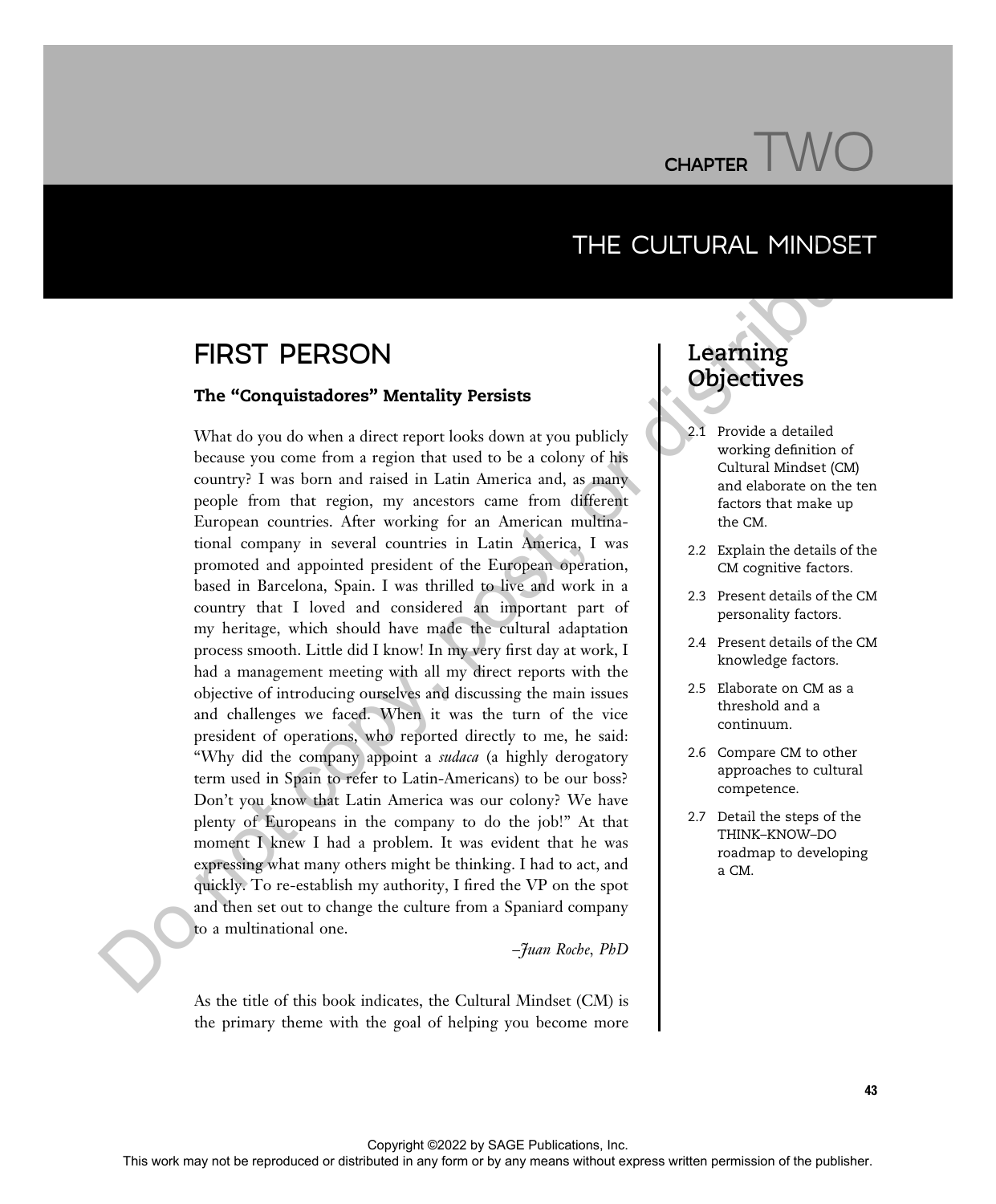# CHAPTER TWO

# THE CULTURAL MINDSET

## FIRST PERSON

### The "Conquistadores" Mentality Persists

What do you do when a direct report looks down at you publicly because you come from a region that used to be a colony of his country? I was born and raised in Latin America and, as many people from that region, my ancestors came from different European countries. After working for an American multinational company in several countries in Latin America, I was promoted and appointed president of the European operation, based in Barcelona, Spain. I was thrilled to live and work in a country that I loved and considered an important part of my heritage, which should have made the cultural adaptation process smooth. Little did I know! In my very first day at work, I had a management meeting with all my direct reports with the objective of introducing ourselves and discussing the main issues and challenges we faced. When it was the turn of the vice president of operations, who reported directly to me, he said: "Why did the company appoint a *sudaca* (a highly derogatory term used in Spain to refer to Latin-Americans) to be our boss? Don't you know that Latin America was our colony? We have plenty of Europeans in the company to do the job!" At that moment I knew I had a problem. It was evident that he was expressing what many others might be thinking. I had to act, and quickly. To re-establish my authority, I fired the VP on the spot and then set out to change the culture from a Spaniard company to a multinational one.

*–Juan Roche, PhD*

## Learning Objectives

- 2.1 Provide a detailed working definition of Cultural Mindset (CM) and elaborate on the ten factors that make up the CM.
- 2.2 Explain the details of the CM cognitive factors.
- 2.3 Present details of the CM personality factors.
- 2.4 Present details of the CM knowledge factors.
- 2.5 Elaborate on CM as a threshold and a continuum.
- 2.6 Compare CM to other approaches to cultural competence.
- 2.7 Detail the steps of the THINK–KNOW–DO roadmap to developing a CM.

As the title of this book indicates, the Cultural Mindset (CM) is the primary theme with the goal of helping you become more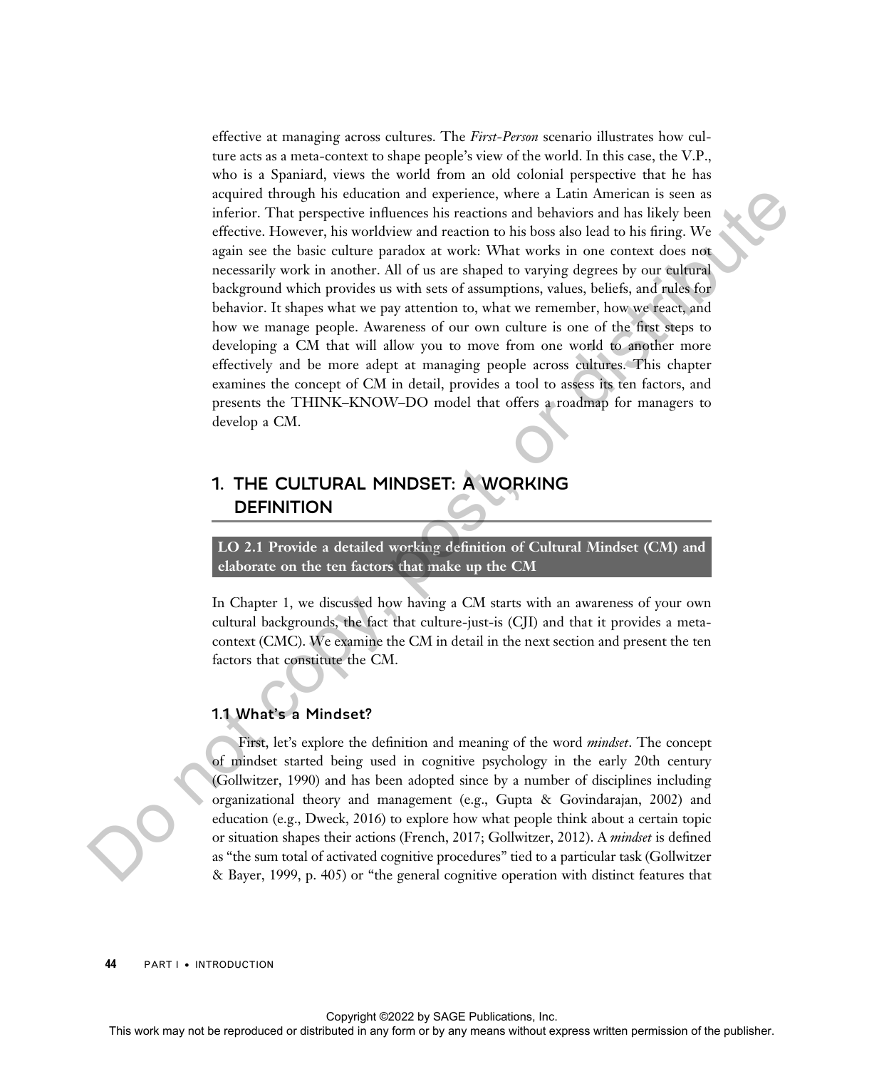effective at managing across cultures. The *First-Person* scenario illustrates how culture acts as a meta-context to shape people's view of the world. In this case, the V.P., who is a Spaniard, views the world from an old colonial perspective that he has acquired through his education and experience, where a Latin American is seen as inferior. That perspective influences his reactions and behaviors and has likely been effective. However, his worldview and reaction to his boss also lead to his firing. We again see the basic culture paradox at work: What works in one context does not necessarily work in another. All of us are shaped to varying degrees by our cultural background which provides us with sets of assumptions, values, beliefs, and rules for behavior. It shapes what we pay attention to, what we remember, how we react, and how we manage people. Awareness of our own culture is one of the first steps to developing a CM that will allow you to move from one world to another more effectively and be more adept at managing people across cultures. This chapter examines the concept of CM in detail, provides a tool to assess its ten factors, and presents the THINK–KNOW–DO model that offers a roadmap for managers to develop a CM.

## 1. THE CULTURAL MINDSET: A WORKING DEFINITION

**LO 2.1 Provide a detailed working definition of Cultural Mindset (CM) and elaborate on the ten factors that make up the CM**

In Chapter 1, we discussed how having a CM starts with an awareness of your own cultural backgrounds, the fact that culture-just-is (CJI) and that it provides a meta-context (CMC). We examine the CM in detail in the next section and present the ten factors that constitute the CM.

### 1.1 What's a Mindset?

First, let's explore the definition and meaning of the word *mindset*. The concept of mindset started being used in cognitive psychology in the early 20th century (Gollwitzer, 1990) and has been adopted since by a number of disciplines including organizational theory and management (e.g., Gupta & Govindarajan, 2002) and education (e.g., Dweck, 2016) to explore how what people think about a certain topic or situation shapes their actions (French, 2017; Gollwitzer, 2012). A *mindset* is defined as "the sum total of activated cognitive procedures" tied to a particular task (Gollwitzer & Bayer, 1999, p. 405) or "the general cognitive operation with distinct features that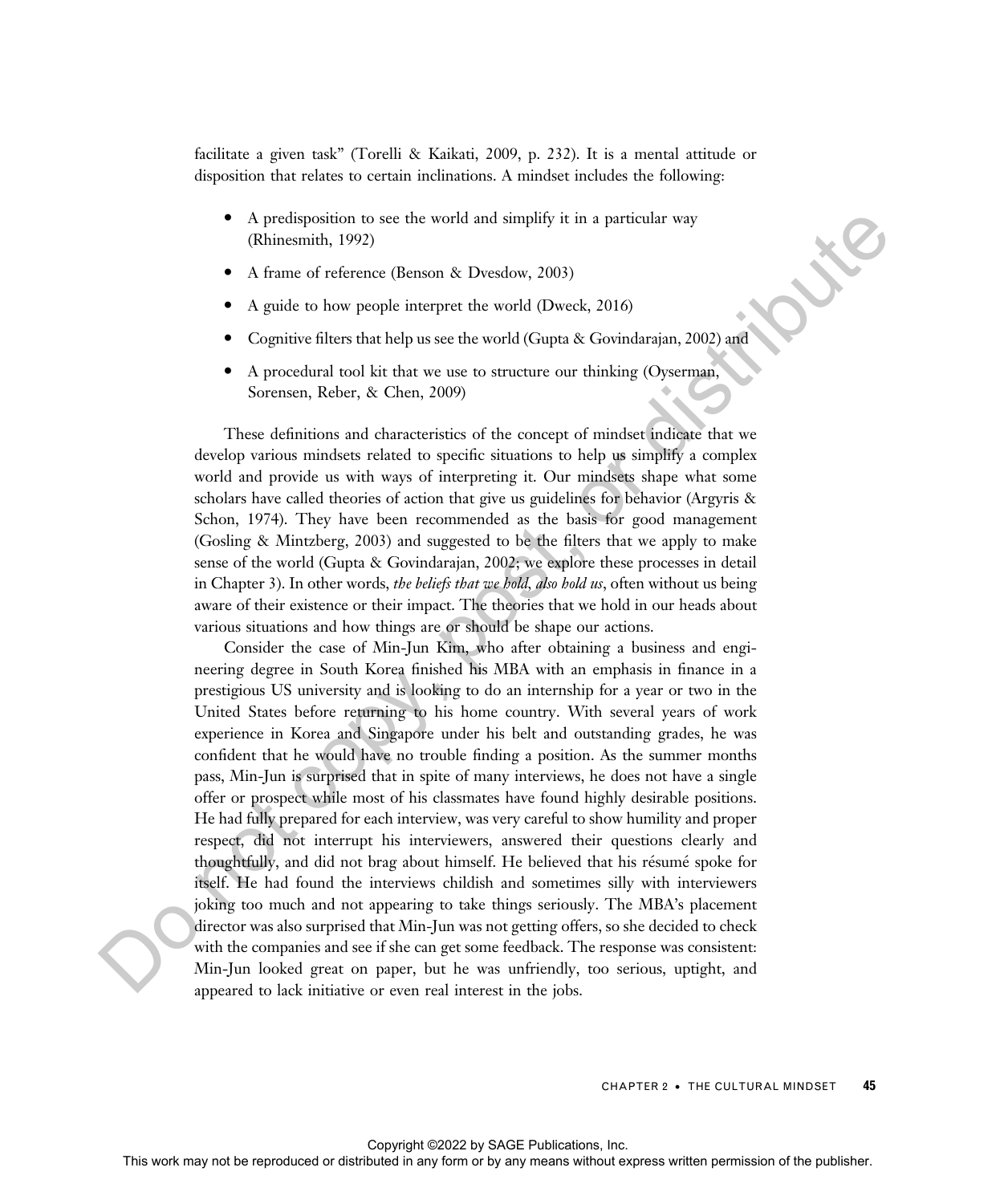facilitate a given task" (Torelli & Kaikati, 2009, p. 232). It is a mental attitude or disposition that relates to certain inclinations. A mindset includes the following:

- A predisposition to see the world and simplify it in a particular way (Rhinesmith, 1992)
- A frame of reference (Benson & Dvesdow, 2003)
- A guide to how people interpret the world (Dweck, 2016)
- Cognitive filters that help us see the world (Gupta & Govindarajan, 2002) and
- A procedural tool kit that we use to structure our thinking (Oyserman, Sorensen, Reber, & Chen, 2009)

These definitions and characteristics of the concept of mindset indicate that we develop various mindsets related to specific situations to help us simplify a complex world and provide us with ways of interpreting it. Our mindsets shape what some scholars have called theories of action that give us guidelines for behavior (Argyris & Schon, 1974). They have been recommended as the basis for good management (Gosling & Mintzberg, 2003) and suggested to be the filters that we apply to make sense of the world (Gupta & Govindarajan, 2002; we explore these processes in detail in Chapter 3). In other words, *the beliefs that we hold, also hold us*, often without us being aware of their existence or their impact. The theories that we hold in our heads about various situations and how things are or should be shape our actions.

Consider the case of Min-Jun Kim, who after obtaining a business and engineering degree in South Korea finished his MBA with an emphasis in finance in a prestigious US university and is looking to do an internship for a year or two in the United States before returning to his home country. With several years of work experience in Korea and Singapore under his belt and outstanding grades, he was confident that he would have no trouble finding a position. As the summer months pass, Min-Jun is surprised that in spite of many interviews, he does not have a single offer or prospect while most of his classmates have found highly desirable positions. He had fully prepared for each interview, was very careful to show humility and proper respect, did not interrupt his interviewers, answered their questions clearly and thoughtfully, and did not brag about himself. He believed that his résumé spoke for itself. He had found the interviews childish and sometimes silly with interviewers joking too much and not appearing to take things seriously. The MBA's placement director was also surprised that Min-Jun was not getting offers, so she decided to check with the companies and see if she can get some feedback. The response was consistent: Min-Jun looked great on paper, but he was unfriendly, too serious, uptight, and appeared to lack initiative or even real interest in the jobs.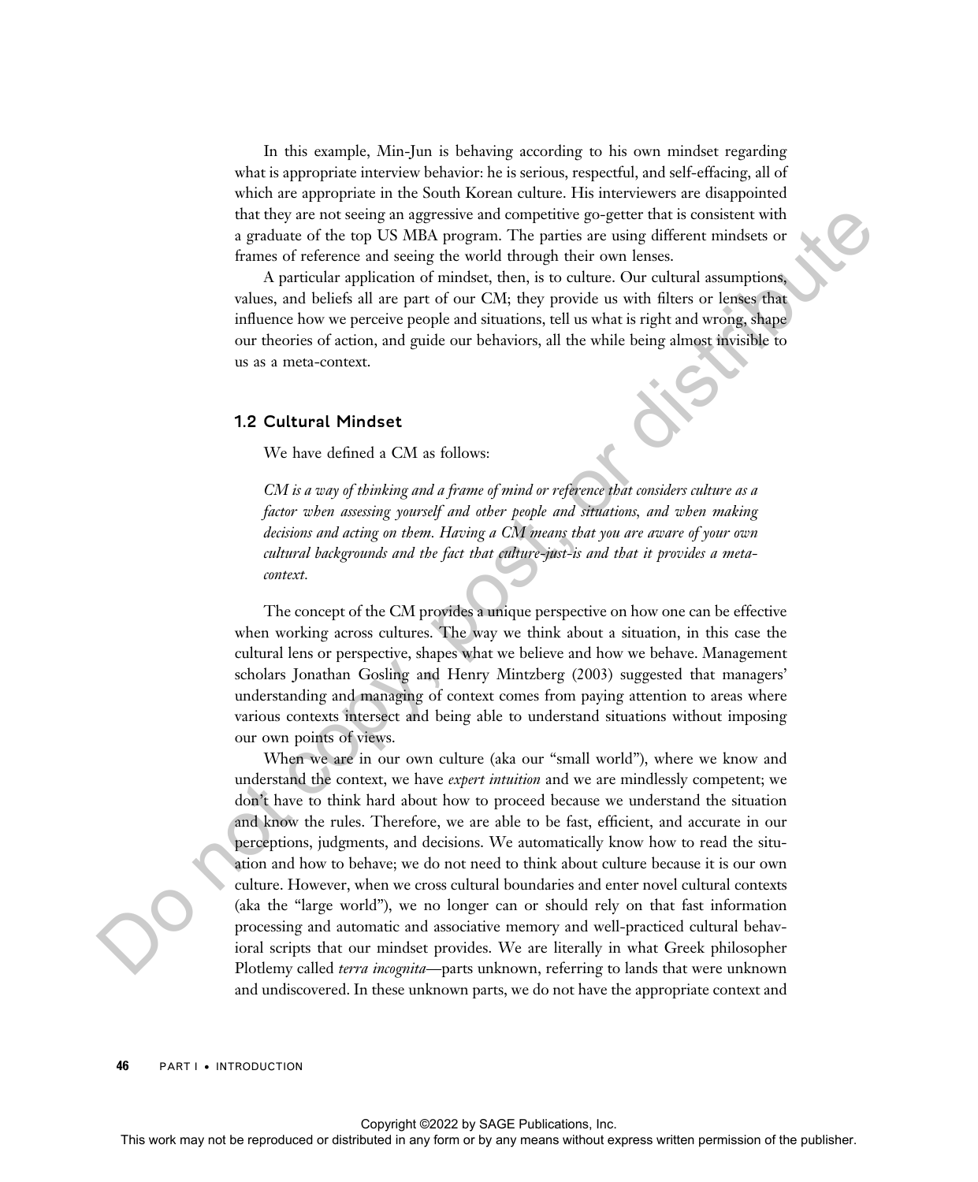In this example, Min-Jun is behaving according to his own mindset regarding what is appropriate interview behavior: he is serious, respectful, and self-effacing, all of which are appropriate in the South Korean culture. His interviewers are disappointed that they are not seeing an aggressive and competitive go-getter that is consistent with a graduate of the top US MBA program. The parties are using different mindsets or frames of reference and seeing the world through their own lenses.

A particular application of mindset, then, is to culture. Our cultural assumptions, values, and beliefs all are part of our CM; they provide us with filters or lenses that influence how we perceive people and situations, tell us what is right and wrong, shape our theories of action, and guide our behaviors, all the while being almost invisible to us as a meta-context.

## 1.2 Cultural Mindset

We have defined a CM as follows:

> *CM is a way of thinking and a frame of mind or reference that considers culture as a factor when assessing yourself and other people and situations, and when making decisions and acting on them. Having a CM means that you are aware of your own cultural backgrounds and the fact that culture-just-is and that it provides a meta-context.*

The concept of the CM provides a unique perspective on how one can be effective when working across cultures. The way we think about a situation, in this case the cultural lens or perspective, shapes what we believe and how we behave. Management scholars Jonathan Gosling and Henry Mintzberg (2003) suggested that managers' understanding and managing of context comes from paying attention to areas where various contexts intersect and being able to understand situations without imposing our own points of views.

When we are in our own culture (aka our "small world"), where we know and understand the context, we have *expert intuition* and we are mindlessly competent; we don't have to think hard about how to proceed because we understand the situation and know the rules. Therefore, we are able to be fast, efficient, and accurate in our perceptions, judgments, and decisions. We automatically know how to read the situation and how to behave; we do not need to think about culture because it is our own culture. However, when we cross cultural boundaries and enter novel cultural contexts (aka the "large world"), we no longer can or should rely on that fast information processing and automatic and associative memory and well-practiced cultural behavioral scripts that our mindset provides. We are literally in what Greek philosopher Plotlemy called *terra incognita*—parts unknown, referring to lands that were unknown and undiscovered. In these unknown parts, we do not have the appropriate context and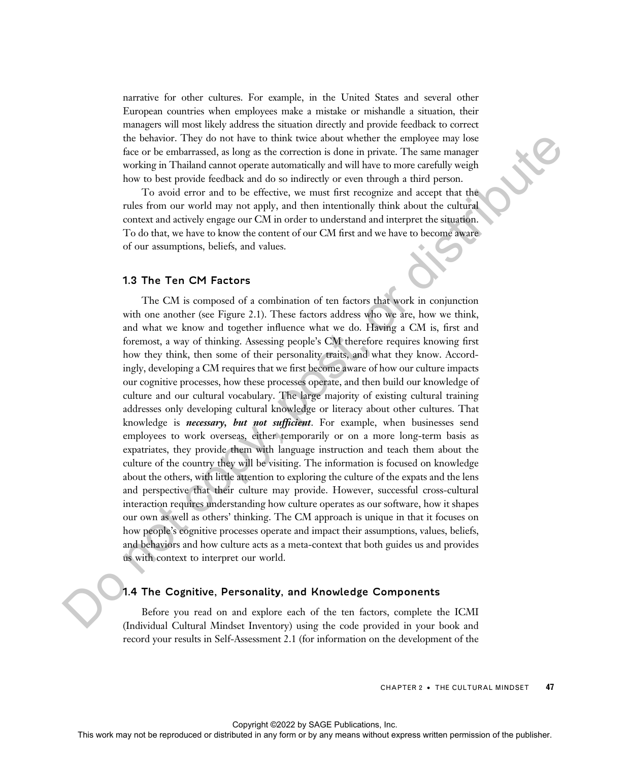narrative for other cultures. For example, in the United States and several other European countries when employees make a mistake or mishandle a situation, their managers will most likely address the situation directly and provide feedback to correct the behavior. They do not have to think twice about whether the employee may lose face or be embarrassed, as long as the correction is done in private. The same manager working in Thailand cannot operate automatically and will have to more carefully weigh how to best provide feedback and do so indirectly or even through a third person.

To avoid error and to be effective, we must first recognize and accept that the rules from our world may not apply, and then intentionally think about the cultural context and actively engage our CM in order to understand and interpret the situation. To do that, we have to know the content of our CM first and we have to become aware of our assumptions, beliefs, and values.

## 1.3 The Ten CM Factors

The CM is composed of a combination of ten factors that work in conjunction with one another (see Figure 2.1). These factors address who we are, how we think, and what we know and together influence what we do. Having a CM is, first and foremost, a way of thinking. Assessing people's CM therefore requires knowing first how they think, then some of their personality traits, and what they know. Accordingly, developing a CM requires that we first become aware of how our culture impacts our cognitive processes, how these processes operate, and then build our knowledge of culture and our cultural vocabulary. The large majority of existing cultural training addresses only developing cultural knowledge or literacy about other cultures. That knowledge is ***necessary, but not sufficient***. For example, when businesses send employees to work overseas, either temporarily or on a more long-term basis as expatriates, they provide them with language instruction and teach them about the culture of the country they will be visiting. The information is focused on knowledge about the others, with little attention to exploring the culture of the expats and the lens and perspective that their culture may provide. However, successful cross-cultural interaction requires understanding how culture operates as our software, how it shapes our own as well as others' thinking. The CM approach is unique in that it focuses on how people's cognitive processes operate and impact their assumptions, values, beliefs, and behaviors and how culture acts as a meta-context that both guides us and provides us with context to interpret our world.

## 1.4 The Cognitive, Personality, and Knowledge Components

Before you read on and explore each of the ten factors, complete the ICMI (Individual Cultural Mindset Inventory) using the code provided in your book and record your results in Self-Assessment 2.1 (for information on the development of the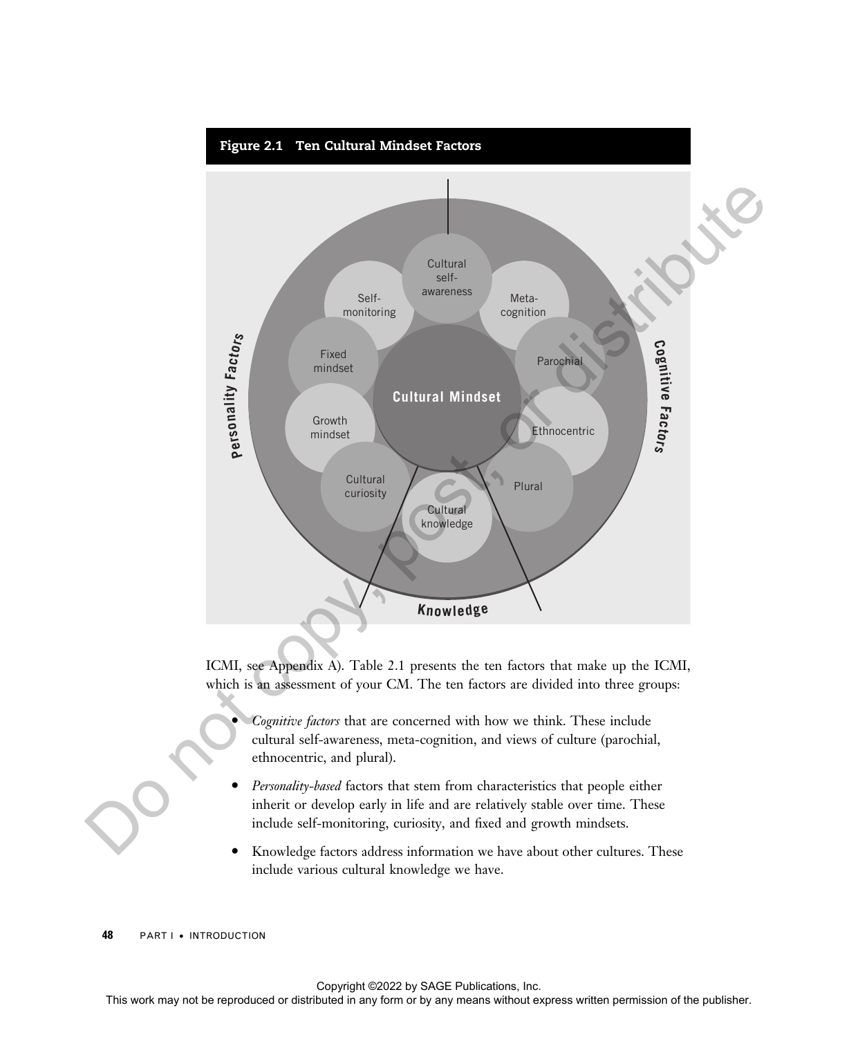**Figure 2.1 Ten Cultural Mindset Factors**

ICMI, see Appendix A). Table 2.1 presents the ten factors that make up the ICMI, which is an assessment of your CM. The ten factors are divided into three groups:

- *Cognitive factors* that are concerned with how we think. These include cultural self-awareness, meta-cognition, and views of culture (parochial, ethnocentric, and plural).
- *Personality-based* factors that stem from characteristics that people either inherit or develop early in life and are relatively stable over time. These include self-monitoring, curiosity, and fixed and growth mindsets.
- Knowledge factors address information we have about other cultures. These include various cultural knowledge we have.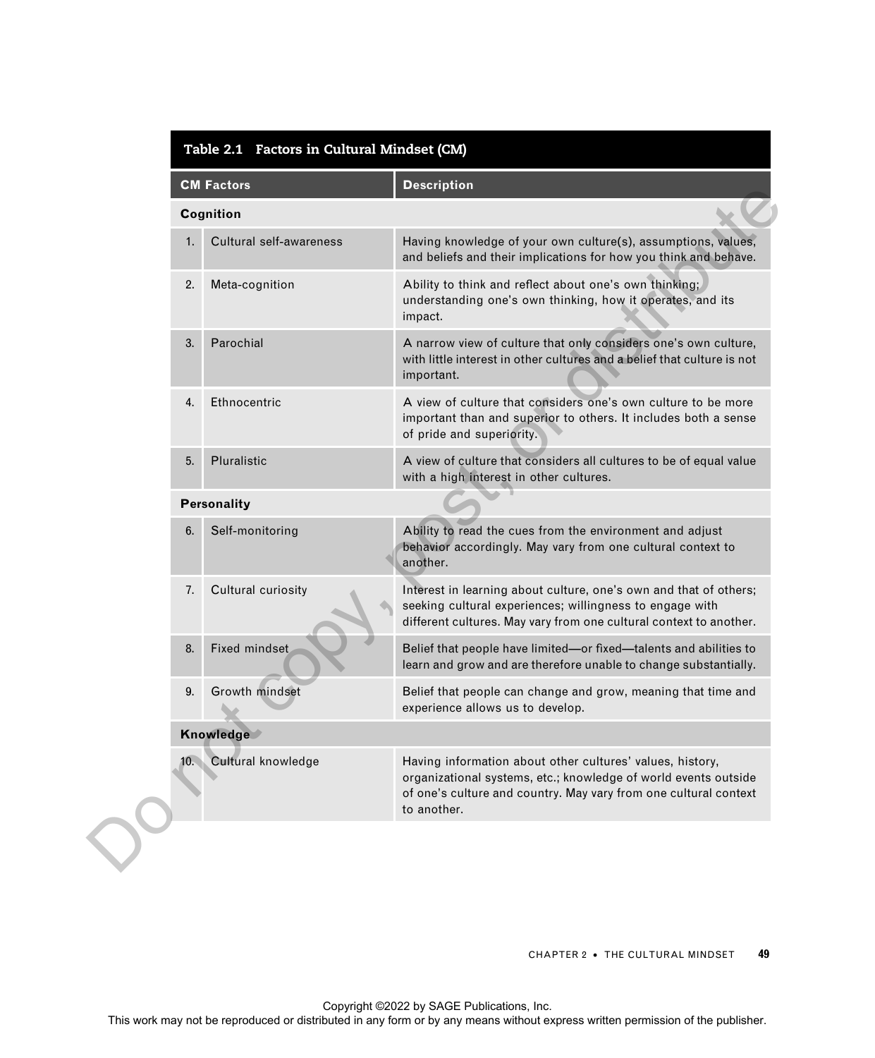**Table 2.1 Factors in Cultural Mindset (CM)**

| | CM Factors | Description |
|---|---|---|
| **Cognition** | | |
| 1. | Cultural self-awareness | Having knowledge of your own culture(s), assumptions, values, and beliefs and their implications for how you think and behave. |
| 2. | Meta-cognition | Ability to think and reflect about one's own thinking; understanding one's own thinking, how it operates, and its impact. |
| 3. | Parochial | A narrow view of culture that only considers one's own culture, with little interest in other cultures and a belief that culture is not important. |
| 4. | Ethnocentric | A view of culture that considers one's own culture to be more important than and superior to others. It includes both a sense of pride and superiority. |
| 5. | Pluralistic | A view of culture that considers all cultures to be of equal value with a high interest in other cultures. |
| **Personality** | | |
| 6. | Self-monitoring | Ability to read the cues from the environment and adjust behavior accordingly. May vary from one cultural context to another. |
| 7. | Cultural curiosity | Interest in learning about culture, one's own and that of others; seeking cultural experiences; willingness to engage with different cultures. May vary from one cultural context to another. |
| 8. | Fixed mindset | Belief that people have limited—or fixed—talents and abilities to learn and grow and are therefore unable to change substantially. |
| 9. | Growth mindset | Belief that people can change and grow, meaning that time and experience allows us to develop. |
| **Knowledge** | | |
| 10. | Cultural knowledge | Having information about other cultures' values, history, organizational systems, etc.; knowledge of world events outside of one's culture and country. May vary from one cultural context to another. |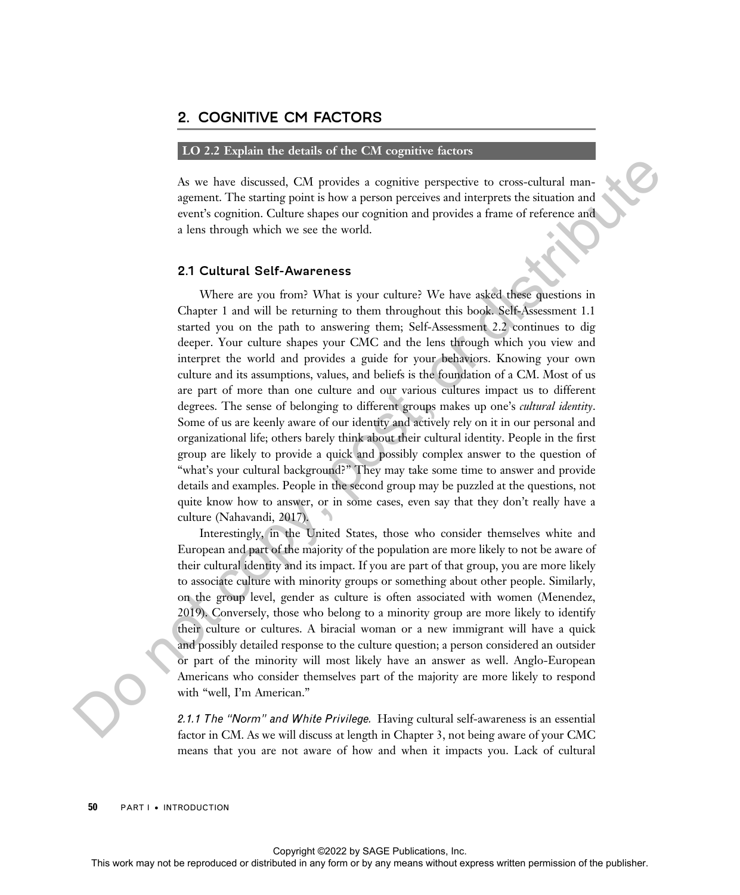## 2. COGNITIVE CM FACTORS

**LO 2.2 Explain the details of the CM cognitive factors**

As we have discussed, CM provides a cognitive perspective to cross-cultural management. The starting point is how a person perceives and interprets the situation and event's cognition. Culture shapes our cognition and provides a frame of reference and a lens through which we see the world.

### 2.1 Cultural Self-Awareness

Where are you from? What is your culture? We have asked these questions in Chapter 1 and will be returning to them throughout this book. Self-Assessment 1.1 started you on the path to answering them; Self-Assessment 2.2 continues to dig deeper. Your culture shapes your CMC and the lens through which you view and interpret the world and provides a guide for your behaviors. Knowing your own culture and its assumptions, values, and beliefs is the foundation of a CM. Most of us are part of more than one culture and our various cultures impact us to different degrees. The sense of belonging to different groups makes up one's *cultural identity*. Some of us are keenly aware of our identity and actively rely on it in our personal and organizational life; others barely think about their cultural identity. People in the first group are likely to provide a quick and possibly complex answer to the question of "what's your cultural background?" They may take some time to answer and provide details and examples. People in the second group may be puzzled at the questions, not quite know how to answer, or in some cases, even say that they don't really have a culture (Nahavandi, 2017).

Interestingly, in the United States, those who consider themselves white and European and part of the majority of the population are more likely to not be aware of their cultural identity and its impact. If you are part of that group, you are more likely to associate culture with minority groups or something about other people. Similarly, on the group level, gender as culture is often associated with women (Menendez, 2019). Conversely, those who belong to a minority group are more likely to identify their culture or cultures. A biracial woman or a new immigrant will have a quick and possibly detailed response to the culture question; a person considered an outsider or part of the minority will most likely have an answer as well. Anglo-European Americans who consider themselves part of the majority are more likely to respond with "well, I'm American."

*2.1.1 The "Norm" and White Privilege.* Having cultural self-awareness is an essential factor in CM. As we will discuss at length in Chapter 3, not being aware of your CMC means that you are not aware of how and when it impacts you. Lack of cultural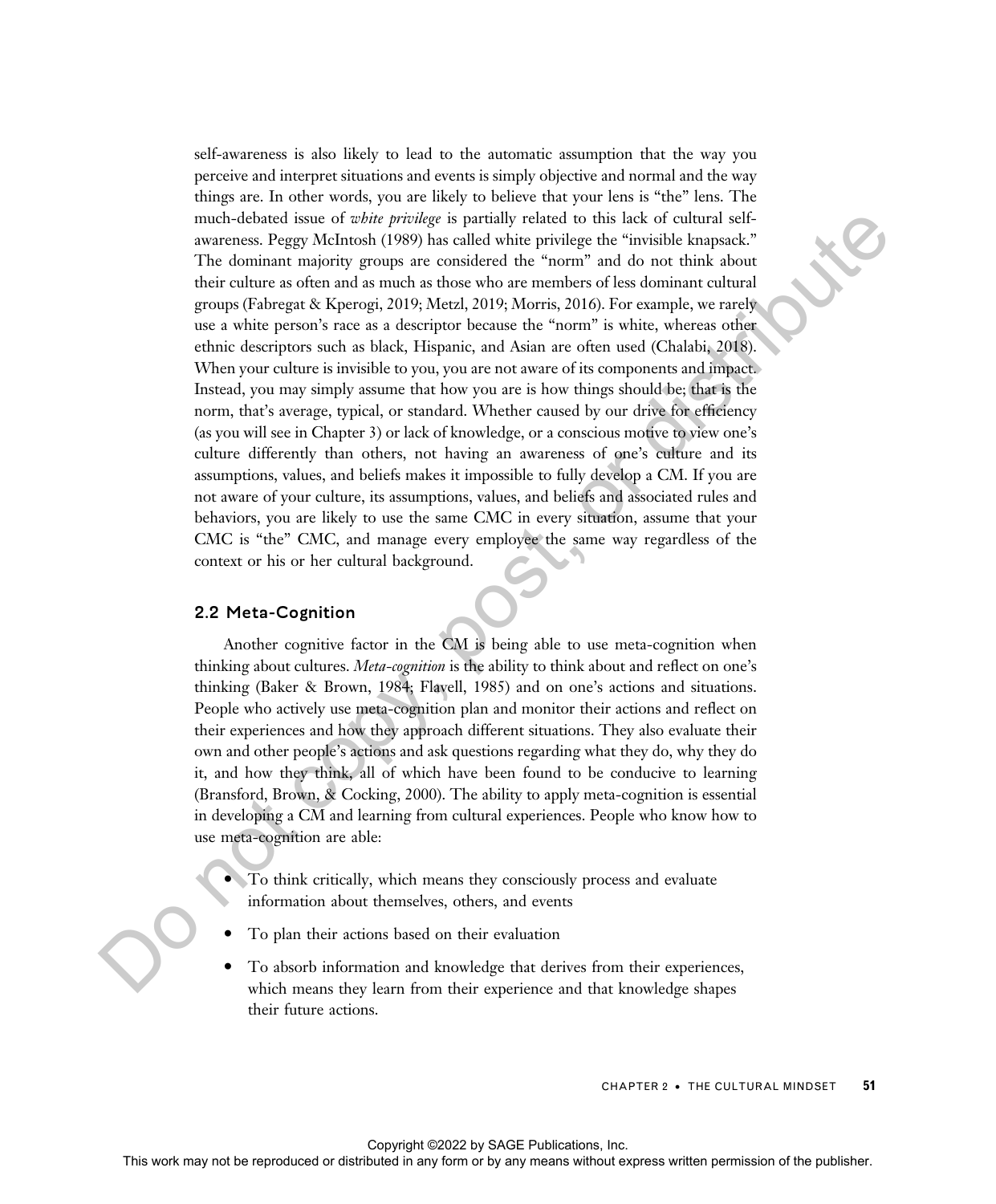self-awareness is also likely to lead to the automatic assumption that the way you perceive and interpret situations and events is simply objective and normal and the way things are. In other words, you are likely to believe that your lens is "the" lens. The much-debated issue of *white privilege* is partially related to this lack of cultural self-awareness. Peggy McIntosh (1989) has called white privilege the "invisible knapsack." The dominant majority groups are considered the "norm" and do not think about their culture as often and as much as those who are members of less dominant cultural groups (Fabregat & Kperogi, 2019; Metzl, 2019; Morris, 2016). For example, we rarely use a white person's race as a descriptor because the "norm" is white, whereas other ethnic descriptors such as black, Hispanic, and Asian are often used (Chalabi, 2018). When your culture is invisible to you, you are not aware of its components and impact. Instead, you may simply assume that how you are is how things should be; that is the norm, that's average, typical, or standard. Whether caused by our drive for efficiency (as you will see in Chapter 3) or lack of knowledge, or a conscious motive to view one's culture differently than others, not having an awareness of one's culture and its assumptions, values, and beliefs makes it impossible to fully develop a CM. If you are not aware of your culture, its assumptions, values, and beliefs and associated rules and behaviors, you are likely to use the same CMC in every situation, assume that your CMC is "the" CMC, and manage every employee the same way regardless of the context or his or her cultural background.

### 2.2 Meta-Cognition

Another cognitive factor in the CM is being able to use meta-cognition when thinking about cultures. *Meta-cognition* is the ability to think about and reflect on one's thinking (Baker & Brown, 1984; Flavell, 1985) and on one's actions and situations. People who actively use meta-cognition plan and monitor their actions and reflect on their experiences and how they approach different situations. They also evaluate their own and other people's actions and ask questions regarding what they do, why they do it, and how they think, all of which have been found to be conducive to learning (Bransford, Brown, & Cocking, 2000). The ability to apply meta-cognition is essential in developing a CM and learning from cultural experiences. People who know how to use meta-cognition are able:

- To think critically, which means they consciously process and evaluate information about themselves, others, and events
- To plan their actions based on their evaluation
- To absorb information and knowledge that derives from their experiences, which means they learn from their experience and that knowledge shapes their future actions.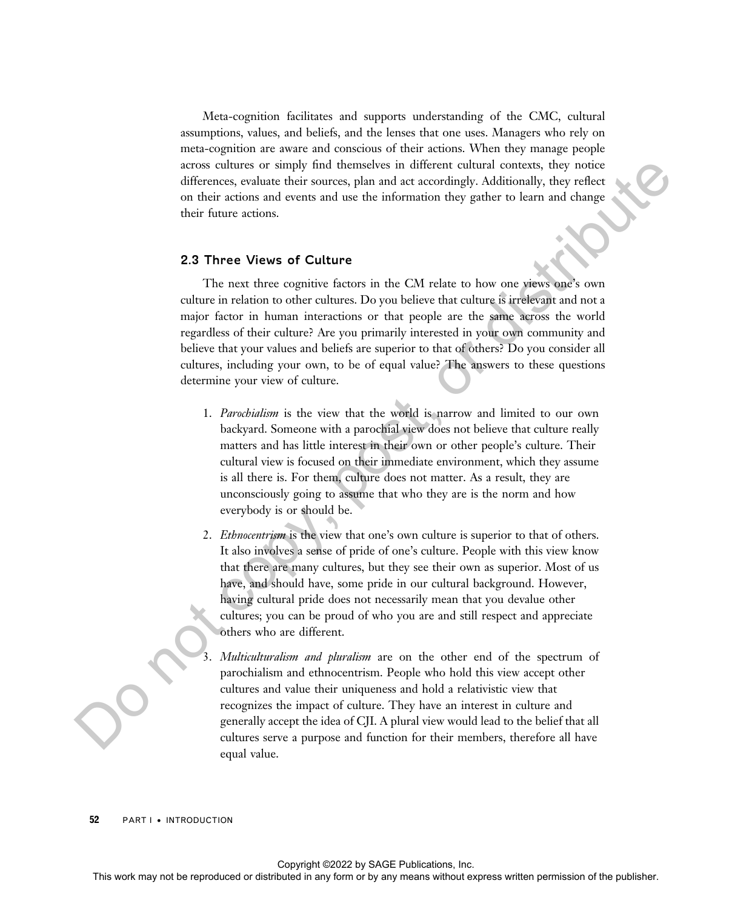Meta-cognition facilitates and supports understanding of the CMC, cultural assumptions, values, and beliefs, and the lenses that one uses. Managers who rely on meta-cognition are aware and conscious of their actions. When they manage people across cultures or simply find themselves in different cultural contexts, they notice differences, evaluate their sources, plan and act accordingly. Additionally, they reflect on their actions and events and use the information they gather to learn and change their future actions.

## 2.3 Three Views of Culture

The next three cognitive factors in the CM relate to how one views one's own culture in relation to other cultures. Do you believe that culture is irrelevant and not a major factor in human interactions or that people are the same across the world regardless of their culture? Are you primarily interested in your own community and believe that your values and beliefs are superior to that of others? Do you consider all cultures, including your own, to be of equal value? The answers to these questions determine your view of culture.

1. *Parochialism* is the view that the world is narrow and limited to our own backyard. Someone with a parochial view does not believe that culture really matters and has little interest in their own or other people's culture. Their cultural view is focused on their immediate environment, which they assume is all there is. For them, culture does not matter. As a result, they are unconsciously going to assume that who they are is the norm and how everybody is or should be.
2. *Ethnocentrism* is the view that one's own culture is superior to that of others. It also involves a sense of pride of one's culture. People with this view know that there are many cultures, but they see their own as superior. Most of us have, and should have, some pride in our cultural background. However, having cultural pride does not necessarily mean that you devalue other cultures; you can be proud of who you are and still respect and appreciate others who are different.
3. *Multiculturalism and pluralism* are on the other end of the spectrum of parochialism and ethnocentrism. People who hold this view accept other cultures and value their uniqueness and hold a relativistic view that recognizes the impact of culture. They have an interest in culture and generally accept the idea of CJI. A plural view would lead to the belief that all cultures serve a purpose and function for their members, therefore all have equal value.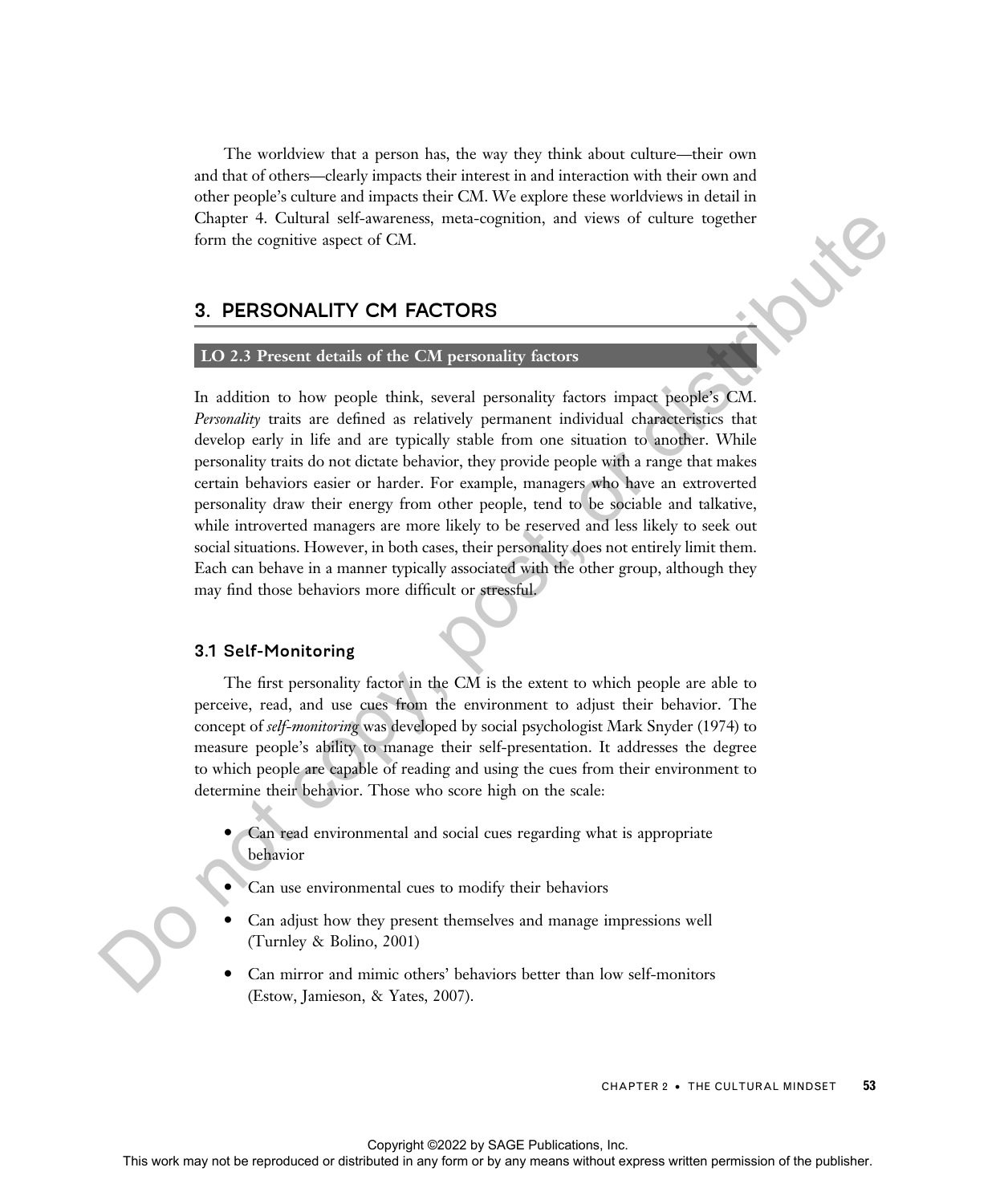The worldview that a person has, the way they think about culture—their own and that of others—clearly impacts their interest in and interaction with their own and other people's culture and impacts their CM. We explore these worldviews in detail in Chapter 4. Cultural self-awareness, meta-cognition, and views of culture together form the cognitive aspect of CM.

## 3. PERSONALITY CM FACTORS

**LO 2.3 Present details of the CM personality factors**

In addition to how people think, several personality factors impact people's CM. *Personality* traits are defined as relatively permanent individual characteristics that develop early in life and are typically stable from one situation to another. While personality traits do not dictate behavior, they provide people with a range that makes certain behaviors easier or harder. For example, managers who have an extroverted personality draw their energy from other people, tend to be sociable and talkative, while introverted managers are more likely to be reserved and less likely to seek out social situations. However, in both cases, their personality does not entirely limit them. Each can behave in a manner typically associated with the other group, although they may find those behaviors more difficult or stressful.

### 3.1 Self-Monitoring

The first personality factor in the CM is the extent to which people are able to perceive, read, and use cues from the environment to adjust their behavior. The concept of *self-monitoring* was developed by social psychologist Mark Snyder (1974) to measure people's ability to manage their self-presentation. It addresses the degree to which people are capable of reading and using the cues from their environment to determine their behavior. Those who score high on the scale:

- Can read environmental and social cues regarding what is appropriate behavior
- Can use environmental cues to modify their behaviors
- Can adjust how they present themselves and manage impressions well (Turnley & Bolino, 2001)
- Can mirror and mimic others' behaviors better than low self-monitors (Estow, Jamieson, & Yates, 2007).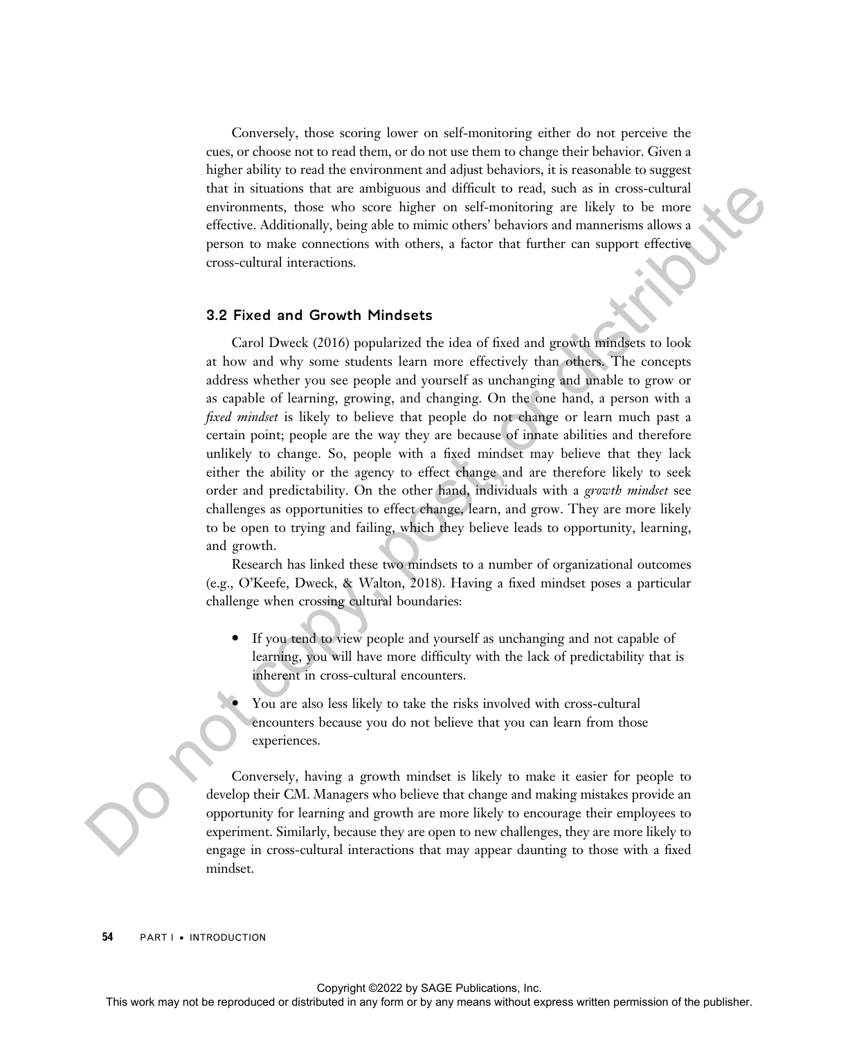Conversely, those scoring lower on self-monitoring either do not perceive the cues, or choose not to read them, or do not use them to change their behavior. Given a higher ability to read the environment and adjust behaviors, it is reasonable to suggest that in situations that are ambiguous and difficult to read, such as in cross-cultural environments, those who score higher on self-monitoring are likely to be more effective. Additionally, being able to mimic others' behaviors and mannerisms allows a person to make connections with others, a factor that further can support effective cross-cultural interactions.

### 3.2 Fixed and Growth Mindsets

Carol Dweck (2016) popularized the idea of fixed and growth mindsets to look at how and why some students learn more effectively than others. The concepts address whether you see people and yourself as unchanging and unable to grow or as capable of learning, growing, and changing. On the one hand, a person with a *fixed mindset* is likely to believe that people do not change or learn much past a certain point; people are the way they are because of innate abilities and therefore unlikely to change. So, people with a fixed mindset may believe that they lack either the ability or the agency to effect change and are therefore likely to seek order and predictability. On the other hand, individuals with a *growth mindset* see challenges as opportunities to effect change, learn, and grow. They are more likely to be open to trying and failing, which they believe leads to opportunity, learning, and growth.

Research has linked these two mindsets to a number of organizational outcomes (e.g., O'Keefe, Dweck, & Walton, 2018). Having a fixed mindset poses a particular challenge when crossing cultural boundaries:

- If you tend to view people and yourself as unchanging and not capable of learning, you will have more difficulty with the lack of predictability that is inherent in cross-cultural encounters.
- You are also less likely to take the risks involved with cross-cultural encounters because you do not believe that you can learn from those experiences.

Conversely, having a growth mindset is likely to make it easier for people to develop their CM. Managers who believe that change and making mistakes provide an opportunity for learning and growth are more likely to encourage their employees to experiment. Similarly, because they are open to new challenges, they are more likely to engage in cross-cultural interactions that may appear daunting to those with a fixed mindset.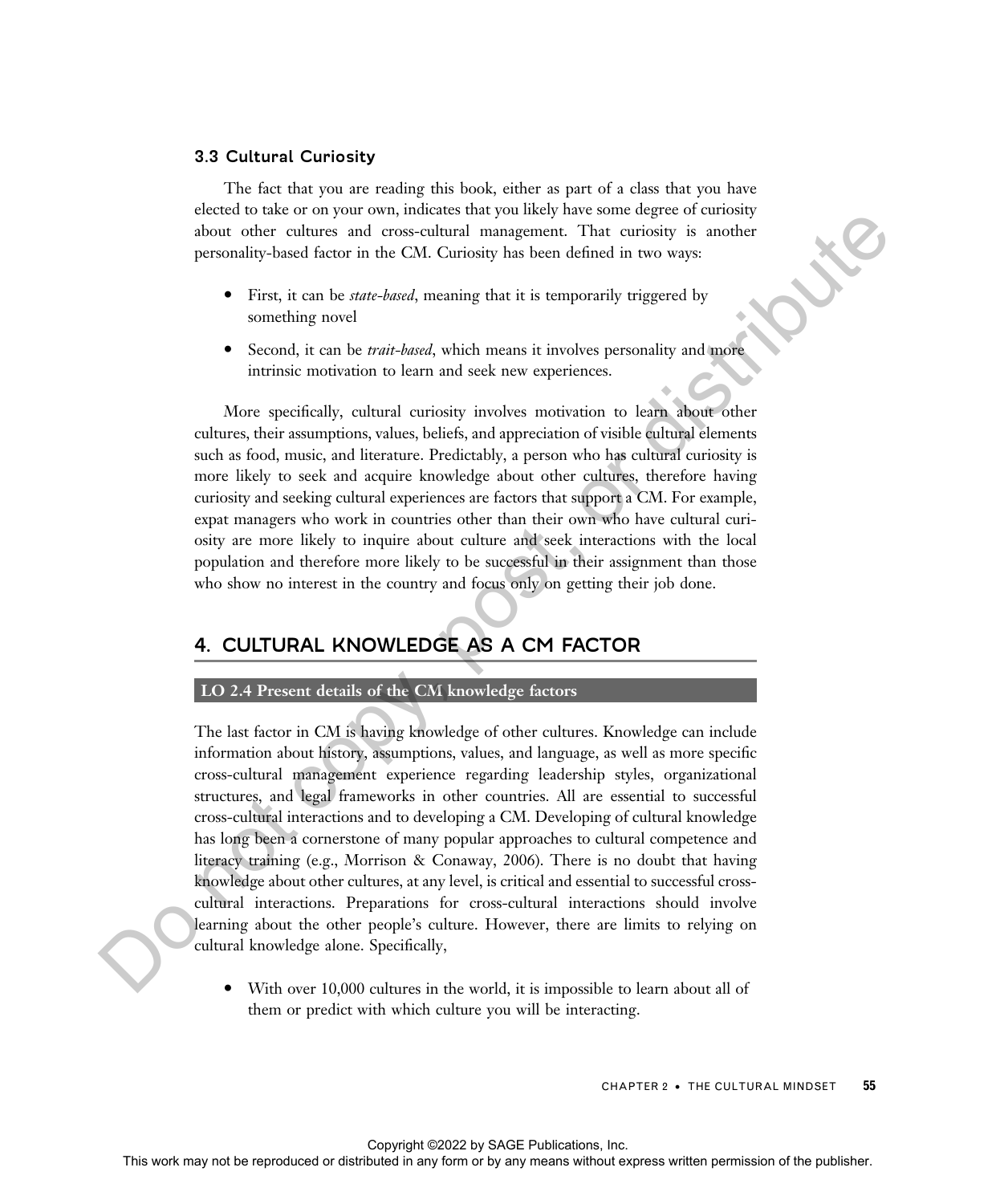### 3.3 Cultural Curiosity

The fact that you are reading this book, either as part of a class that you have elected to take or on your own, indicates that you likely have some degree of curiosity about other cultures and cross-cultural management. That curiosity is another personality-based factor in the CM. Curiosity has been defined in two ways:

- First, it can be *state-based*, meaning that it is temporarily triggered by something novel
- Second, it can be *trait-based*, which means it involves personality and more intrinsic motivation to learn and seek new experiences.

More specifically, cultural curiosity involves motivation to learn about other cultures, their assumptions, values, beliefs, and appreciation of visible cultural elements such as food, music, and literature. Predictably, a person who has cultural curiosity is more likely to seek and acquire knowledge about other cultures, therefore having curiosity and seeking cultural experiences are factors that support a CM. For example, expat managers who work in countries other than their own who have cultural curiosity are more likely to inquire about culture and seek interactions with the local population and therefore more likely to be successful in their assignment than those who show no interest in the country and focus only on getting their job done.

## 4. CULTURAL KNOWLEDGE AS A CM FACTOR

**LO 2.4 Present details of the CM knowledge factors**

The last factor in CM is having knowledge of other cultures. Knowledge can include information about history, assumptions, values, and language, as well as more specific cross-cultural management experience regarding leadership styles, organizational structures, and legal frameworks in other countries. All are essential to successful cross-cultural interactions and to developing a CM. Developing of cultural knowledge has long been a cornerstone of many popular approaches to cultural competence and literacy training (e.g., Morrison & Conaway, 2006). There is no doubt that having knowledge about other cultures, at any level, is critical and essential to successful cross-cultural interactions. Preparations for cross-cultural interactions should involve learning about the other people's culture. However, there are limits to relying on cultural knowledge alone. Specifically,

- With over 10,000 cultures in the world, it is impossible to learn about all of them or predict with which culture you will be interacting.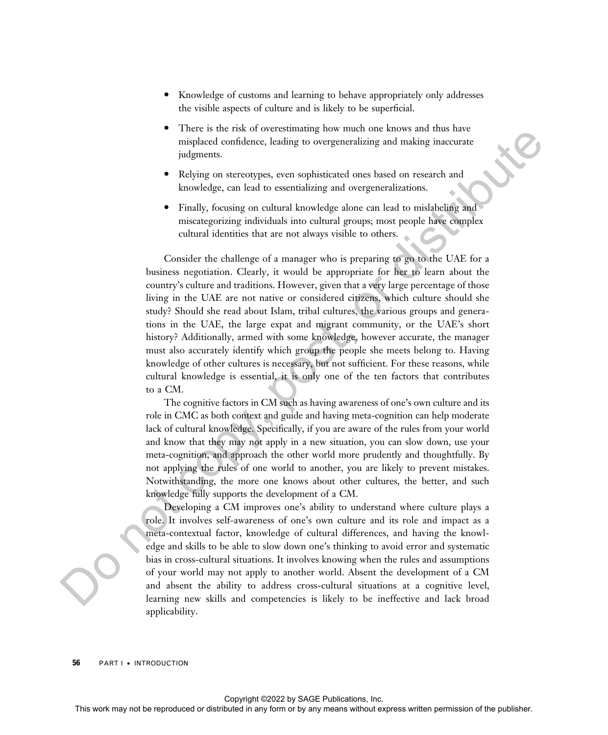- Knowledge of customs and learning to behave appropriately only addresses the visible aspects of culture and is likely to be superficial.
- There is the risk of overestimating how much one knows and thus have misplaced confidence, leading to overgeneralizing and making inaccurate judgments.
- Relying on stereotypes, even sophisticated ones based on research and knowledge, can lead to essentializing and overgeneralizations.
- Finally, focusing on cultural knowledge alone can lead to mislabeling and miscategorizing individuals into cultural groups; most people have complex cultural identities that are not always visible to others.

Consider the challenge of a manager who is preparing to go to the UAE for a business negotiation. Clearly, it would be appropriate for her to learn about the country's culture and traditions. However, given that a very large percentage of those living in the UAE are not native or considered citizens, which culture should she study? Should she read about Islam, tribal cultures, the various groups and generations in the UAE, the large expat and migrant community, or the UAE's short history? Additionally, armed with some knowledge, however accurate, the manager must also accurately identify which group the people she meets belong to. Having knowledge of other cultures is necessary, but not sufficient. For these reasons, while cultural knowledge is essential, it is only one of the ten factors that contributes to a CM.

The cognitive factors in CM such as having awareness of one's own culture and its role in CMC as both context and guide and having meta-cognition can help moderate lack of cultural knowledge. Specifically, if you are aware of the rules from your world and know that they may not apply in a new situation, you can slow down, use your meta-cognition, and approach the other world more prudently and thoughtfully. By not applying the rules of one world to another, you are likely to prevent mistakes. Notwithstanding, the more one knows about other cultures, the better, and such knowledge fully supports the development of a CM.

Developing a CM improves one's ability to understand where culture plays a role. It involves self-awareness of one's own culture and its role and impact as a meta-contextual factor, knowledge of cultural differences, and having the knowledge and skills to be able to slow down one's thinking to avoid error and systematic bias in cross-cultural situations. It involves knowing when the rules and assumptions of your world may not apply to another world. Absent the development of a CM and absent the ability to address cross-cultural situations at a cognitive level, learning new skills and competencies is likely to be ineffective and lack broad applicability.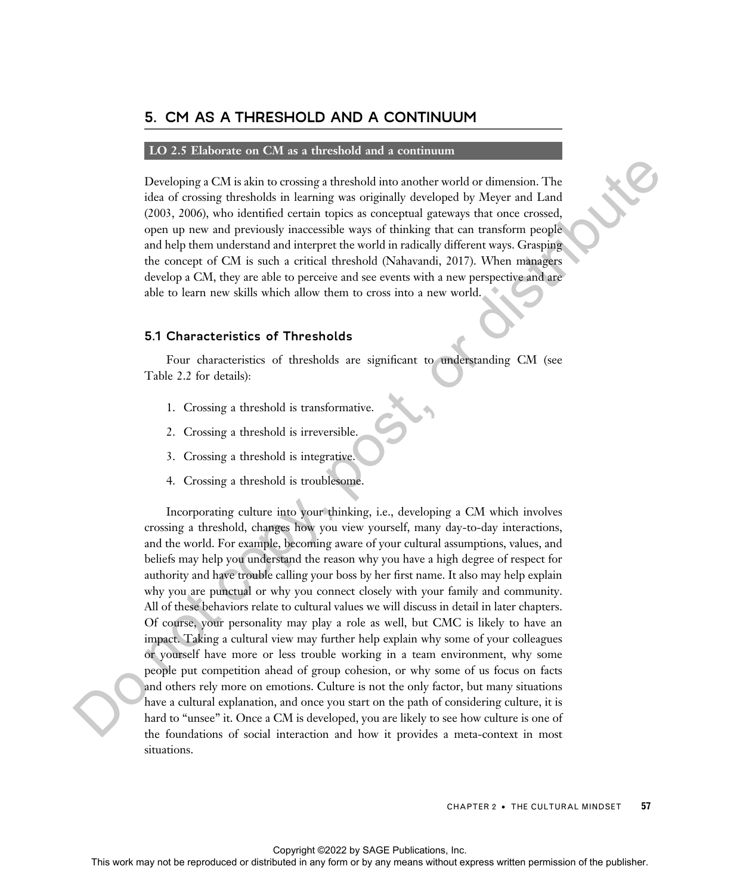## 5. CM AS A THRESHOLD AND A CONTINUUM

**LO 2.5 Elaborate on CM as a threshold and a continuum**

Developing a CM is akin to crossing a threshold into another world or dimension. The idea of crossing thresholds in learning was originally developed by Meyer and Land (2003, 2006), who identified certain topics as conceptual gateways that once crossed, open up new and previously inaccessible ways of thinking that can transform people and help them understand and interpret the world in radically different ways. Grasping the concept of CM is such a critical threshold (Nahavandi, 2017). When managers develop a CM, they are able to perceive and see events with a new perspective and are able to learn new skills which allow them to cross into a new world.

### 5.1 Characteristics of Thresholds

Four characteristics of thresholds are significant to understanding CM (see Table 2.2 for details):

1. Crossing a threshold is transformative.
2. Crossing a threshold is irreversible.
3. Crossing a threshold is integrative.
4. Crossing a threshold is troublesome.

Incorporating culture into your thinking, i.e., developing a CM which involves crossing a threshold, changes how you view yourself, many day-to-day interactions, and the world. For example, becoming aware of your cultural assumptions, values, and beliefs may help you understand the reason why you have a high degree of respect for authority and have trouble calling your boss by her first name. It also may help explain why you are punctual or why you connect closely with your family and community. All of these behaviors relate to cultural values we will discuss in detail in later chapters. Of course, your personality may play a role as well, but CMC is likely to have an impact. Taking a cultural view may further help explain why some of your colleagues or yourself have more or less trouble working in a team environment, why some people put competition ahead of group cohesion, or why some of us focus on facts and others rely more on emotions. Culture is not the only factor, but many situations have a cultural explanation, and once you start on the path of considering culture, it is hard to "unsee" it. Once a CM is developed, you are likely to see how culture is one of the foundations of social interaction and how it provides a meta-context in most situations.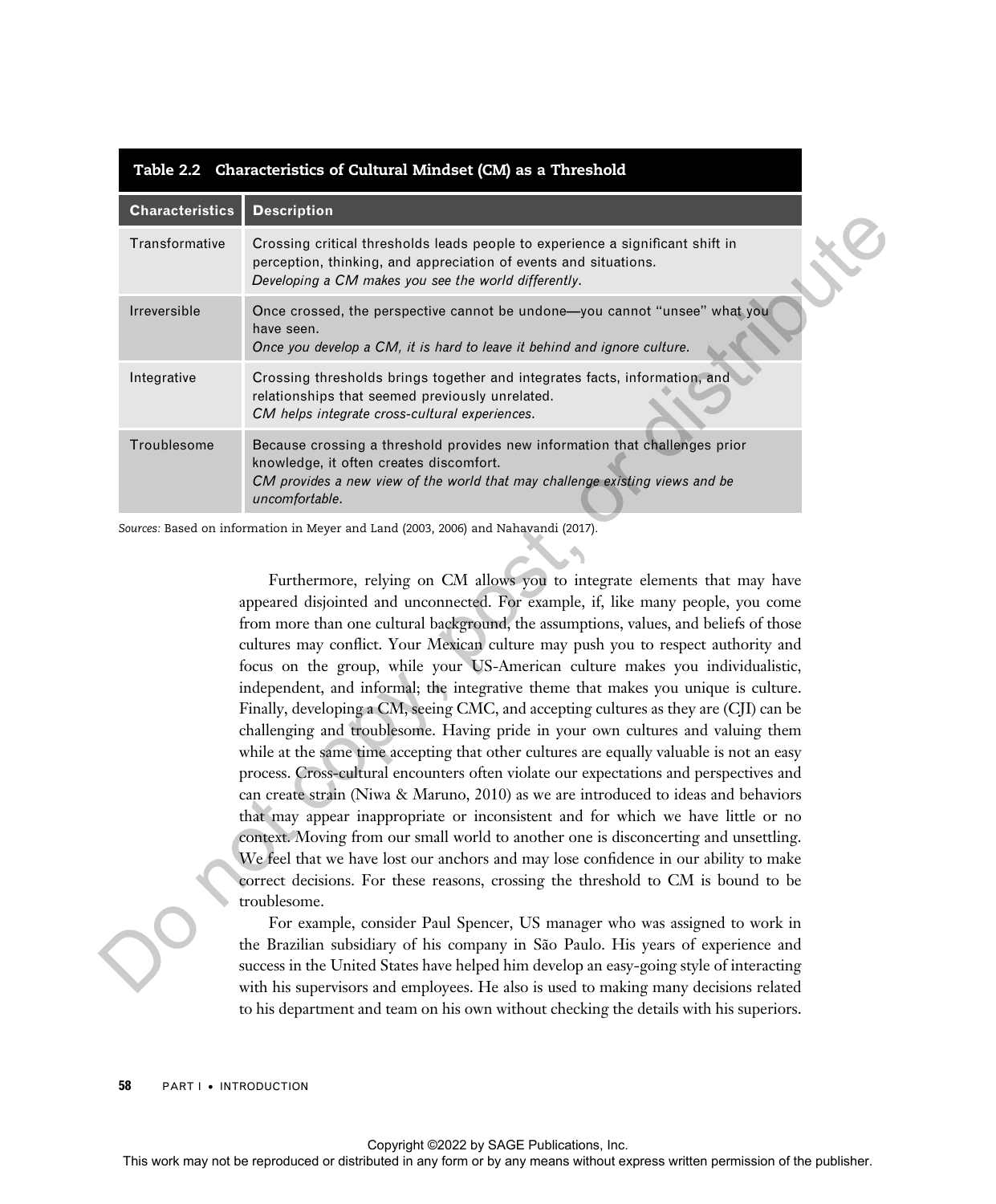**Table 2.2 Characteristics of Cultural Mindset (CM) as a Threshold**

| Characteristics | Description |
|---|---|
| Transformative | Crossing critical thresholds leads people to experience a significant shift in perception, thinking, and appreciation of events and situations. *Developing a CM makes you see the world differently.* |
| Irreversible | Once crossed, the perspective cannot be undone—you cannot "unsee" what you have seen. *Once you develop a CM, it is hard to leave it behind and ignore culture.* |
| Integrative | Crossing thresholds brings together and integrates facts, information, and relationships that seemed previously unrelated. *CM helps integrate cross-cultural experiences.* |
| Troublesome | Because crossing a threshold provides new information that challenges prior knowledge, it often creates discomfort. *CM provides a new view of the world that may challenge existing views and be uncomfortable.* |

*Sources:* Based on information in Meyer and Land (2003, 2006) and Nahavandi (2017).

Furthermore, relying on CM allows you to integrate elements that may have appeared disjointed and unconnected. For example, if, like many people, you come from more than one cultural background, the assumptions, values, and beliefs of those cultures may conflict. Your Mexican culture may push you to respect authority and focus on the group, while your US-American culture makes you individualistic, independent, and informal; the integrative theme that makes you unique is culture. Finally, developing a CM, seeing CMC, and accepting cultures as they are (CJI) can be challenging and troublesome. Having pride in your own cultures and valuing them while at the same time accepting that other cultures are equally valuable is not an easy process. Cross-cultural encounters often violate our expectations and perspectives and can create strain (Niwa & Maruno, 2010) as we are introduced to ideas and behaviors that may appear inappropriate or inconsistent and for which we have little or no context. Moving from our small world to another one is disconcerting and unsettling. We feel that we have lost our anchors and may lose confidence in our ability to make correct decisions. For these reasons, crossing the threshold to CM is bound to be troublesome.

For example, consider Paul Spencer, US manager who was assigned to work in the Brazilian subsidiary of his company in São Paulo. His years of experience and success in the United States have helped him develop an easy-going style of interacting with his supervisors and employees. He also is used to making many decisions related to his department and team on his own without checking the details with his superiors.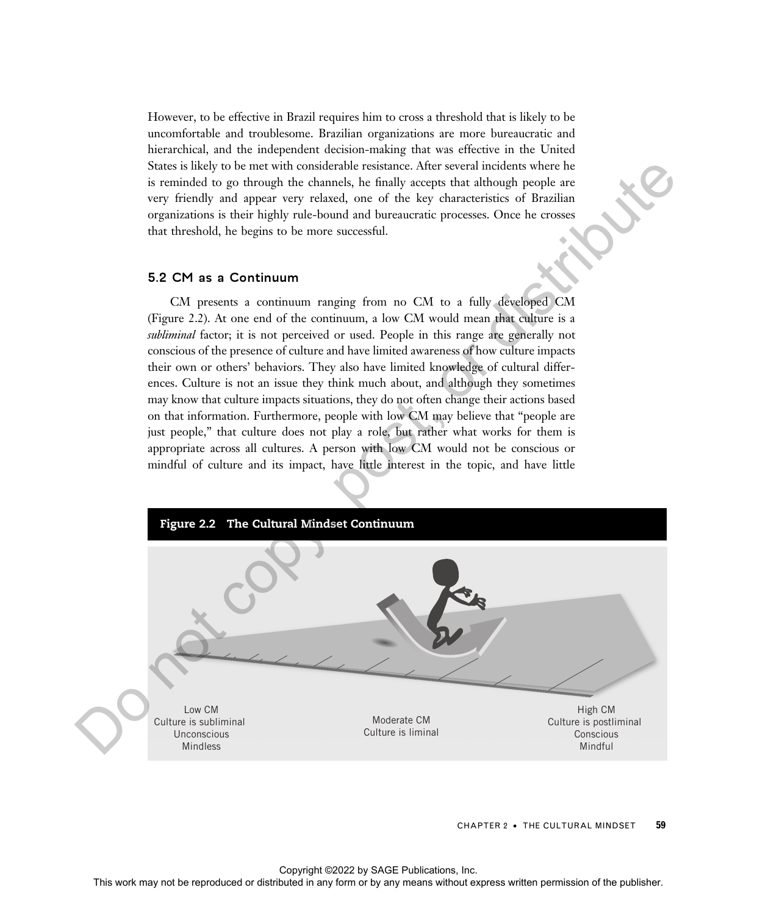However, to be effective in Brazil requires him to cross a threshold that is likely to be uncomfortable and troublesome. Brazilian organizations are more bureaucratic and hierarchical, and the independent decision-making that was effective in the United States is likely to be met with considerable resistance. After several incidents where he is reminded to go through the channels, he finally accepts that although people are very friendly and appear very relaxed, one of the key characteristics of Brazilian organizations is their highly rule-bound and bureaucratic processes. Once he crosses that threshold, he begins to be more successful.

### 5.2 CM as a Continuum

CM presents a continuum ranging from no CM to a fully developed CM (Figure 2.2). At one end of the continuum, a low CM would mean that culture is a *subliminal* factor; it is not perceived or used. People in this range are generally not conscious of the presence of culture and have limited awareness of how culture impacts their own or others' behaviors. They also have limited knowledge of cultural differences. Culture is not an issue they think much about, and although they sometimes may know that culture impacts situations, they do not often change their actions based on that information. Furthermore, people with low CM may believe that "people are just people," that culture does not play a role, but rather what works for them is appropriate across all cultures. A person with low CM would not be conscious or mindful of culture and its impact, have little interest in the topic, and have little

**Figure 2.2 The Cultural Mindset Continuum**

Low CM
Culture is subliminal
Unconscious
Mindless

Moderate CM
Culture is liminal

High CM
Culture is postliminal
Conscious
Mindful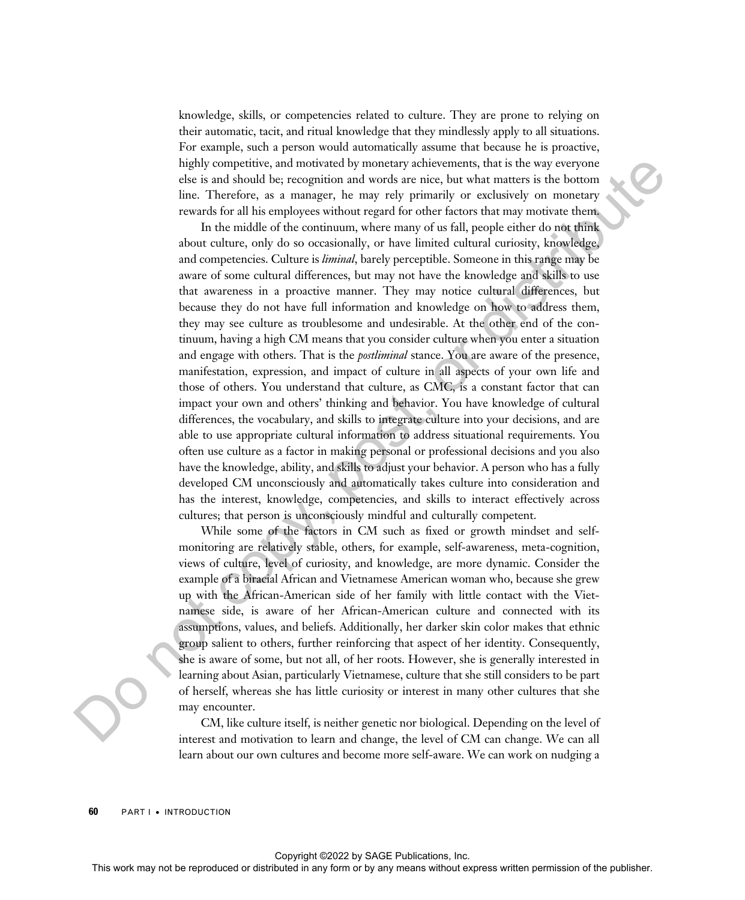knowledge, skills, or competencies related to culture. They are prone to relying on their automatic, tacit, and ritual knowledge that they mindlessly apply to all situations. For example, such a person would automatically assume that because he is proactive, highly competitive, and motivated by monetary achievements, that is the way everyone else is and should be; recognition and words are nice, but what matters is the bottom line. Therefore, as a manager, he may rely primarily or exclusively on monetary rewards for all his employees without regard for other factors that may motivate them.

In the middle of the continuum, where many of us fall, people either do not think about culture, only do so occasionally, or have limited cultural curiosity, knowledge, and competencies. Culture is *liminal*, barely perceptible. Someone in this range may be aware of some cultural differences, but may not have the knowledge and skills to use that awareness in a proactive manner. They may notice cultural differences, but because they do not have full information and knowledge on how to address them, they may see culture as troublesome and undesirable. At the other end of the continuum, having a high CM means that you consider culture when you enter a situation and engage with others. That is the *postliminal* stance. You are aware of the presence, manifestation, expression, and impact of culture in all aspects of your own life and those of others. You understand that culture, as CMC, is a constant factor that can impact your own and others' thinking and behavior. You have knowledge of cultural differences, the vocabulary, and skills to integrate culture into your decisions, and are able to use appropriate cultural information to address situational requirements. You often use culture as a factor in making personal or professional decisions and you also have the knowledge, ability, and skills to adjust your behavior. A person who has a fully developed CM unconsciously and automatically takes culture into consideration and has the interest, knowledge, competencies, and skills to interact effectively across cultures; that person is unconsciously mindful and culturally competent.

While some of the factors in CM such as fixed or growth mindset and self-monitoring are relatively stable, others, for example, self-awareness, meta-cognition, views of culture, level of curiosity, and knowledge, are more dynamic. Consider the example of a biracial African and Vietnamese American woman who, because she grew up with the African-American side of her family with little contact with the Vietnamese side, is aware of her African-American culture and connected with its assumptions, values, and beliefs. Additionally, her darker skin color makes that ethnic group salient to others, further reinforcing that aspect of her identity. Consequently, she is aware of some, but not all, of her roots. However, she is generally interested in learning about Asian, particularly Vietnamese, culture that she still considers to be part of herself, whereas she has little curiosity or interest in many other cultures that she may encounter.

CM, like culture itself, is neither genetic nor biological. Depending on the level of interest and motivation to learn and change, the level of CM can change. We can all learn about our own cultures and become more self-aware. We can work on nudging a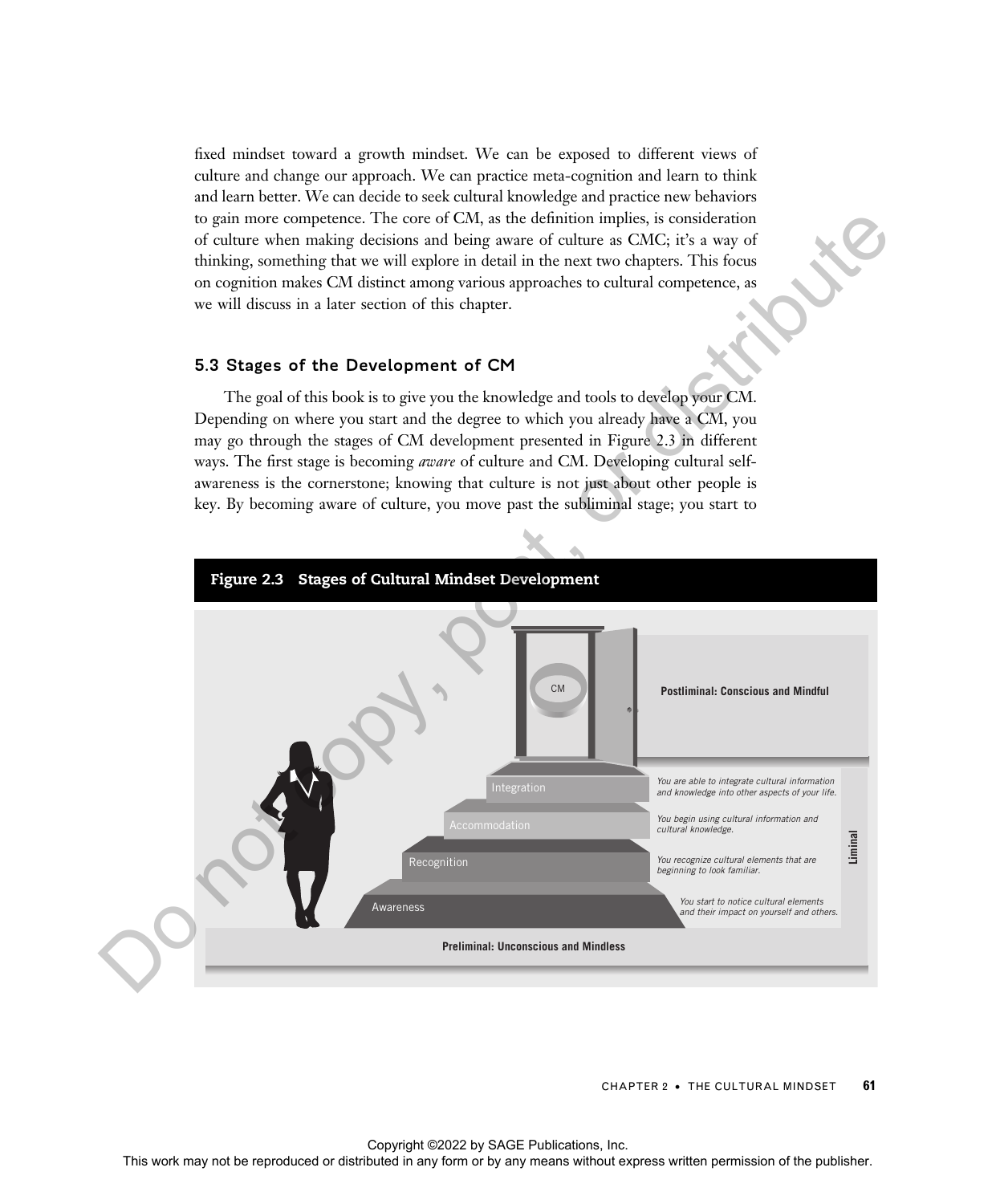fixed mindset toward a growth mindset. We can be exposed to different views of culture and change our approach. We can practice meta-cognition and learn to think and learn better. We can decide to seek cultural knowledge and practice new behaviors to gain more competence. The core of CM, as the definition implies, is consideration of culture when making decisions and being aware of culture as CMC; it's a way of thinking, something that we will explore in detail in the next two chapters. This focus on cognition makes CM distinct among various approaches to cultural competence, as we will discuss in a later section of this chapter.

### 5.3 Stages of the Development of CM

The goal of this book is to give you the knowledge and tools to develop your CM. Depending on where you start and the degree to which you already have a CM, you may go through the stages of CM development presented in Figure 2.3 in different ways. The first stage is becoming *aware* of culture and CM. Developing cultural self-awareness is the cornerstone; knowing that culture is not just about other people is key. By becoming aware of culture, you move past the subliminal stage; you start to

**Figure 2.3 Stages of Cultural Mindset Development**

CM

**Postliminal: Conscious and Mindful**

Integration — *You are able to integrate cultural information and knowledge into other aspects of your life.*

Accommodation — *You begin using cultural information and cultural knowledge.*

Recognition — *You recognize cultural elements that are beginning to look familiar.*

Awareness — *You start to notice cultural elements and their impact on yourself and others.*

**Liminal**

**Preliminal: Unconscious and Mindless**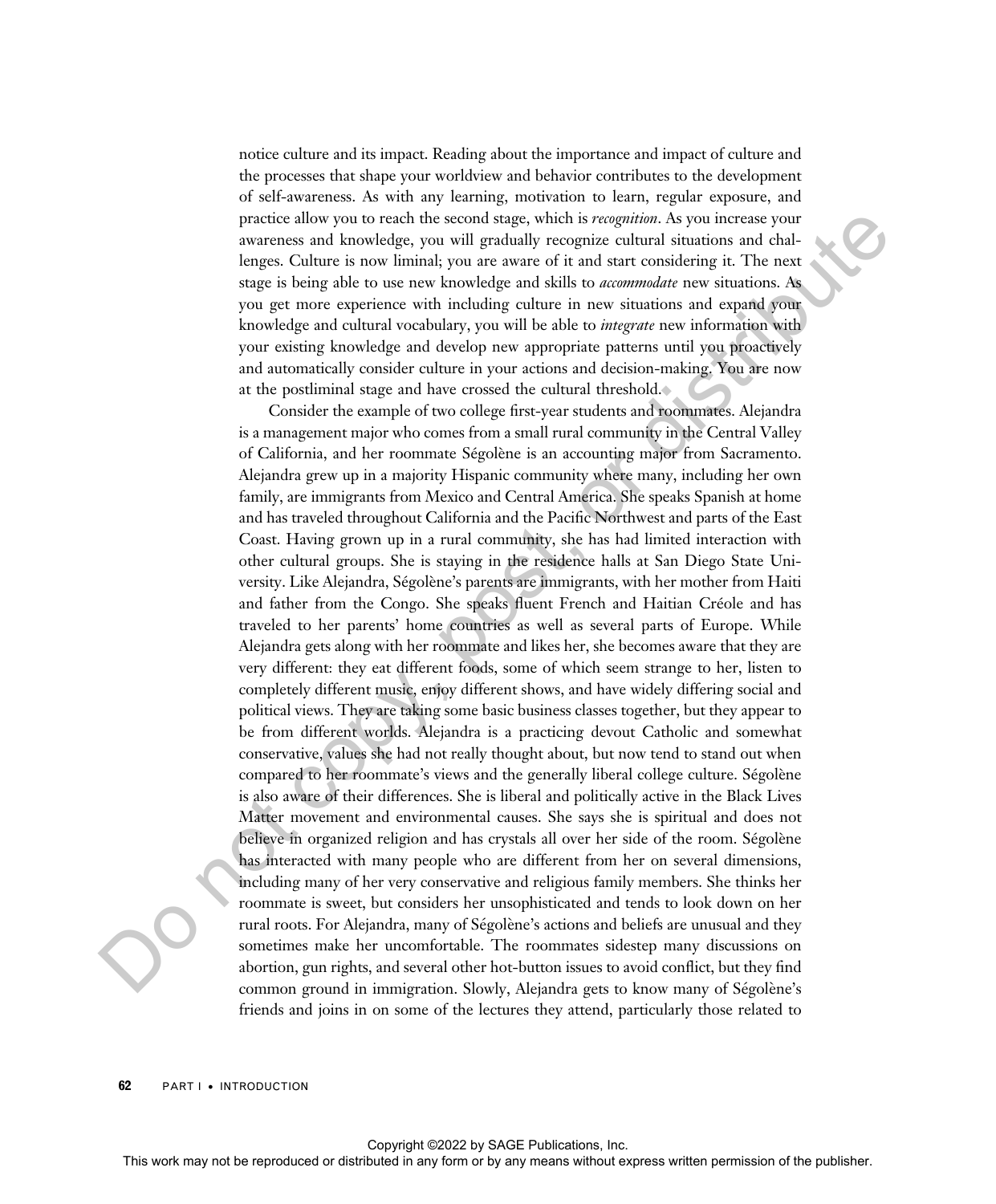notice culture and its impact. Reading about the importance and impact of culture and the processes that shape your worldview and behavior contributes to the development of self-awareness. As with any learning, motivation to learn, regular exposure, and practice allow you to reach the second stage, which is *recognition*. As you increase your awareness and knowledge, you will gradually recognize cultural situations and challenges. Culture is now liminal; you are aware of it and start considering it. The next stage is being able to use new knowledge and skills to *accommodate* new situations. As you get more experience with including culture in new situations and expand your knowledge and cultural vocabulary, you will be able to *integrate* new information with your existing knowledge and develop new appropriate patterns until you proactively and automatically consider culture in your actions and decision-making. You are now at the postliminal stage and have crossed the cultural threshold.

Consider the example of two college first-year students and roommates. Alejandra is a management major who comes from a small rural community in the Central Valley of California, and her roommate Ségolène is an accounting major from Sacramento. Alejandra grew up in a majority Hispanic community where many, including her own family, are immigrants from Mexico and Central America. She speaks Spanish at home and has traveled throughout California and the Pacific Northwest and parts of the East Coast. Having grown up in a rural community, she has had limited interaction with other cultural groups. She is staying in the residence halls at San Diego State University. Like Alejandra, Ségolène's parents are immigrants, with her mother from Haiti and father from the Congo. She speaks fluent French and Haitian Créole and has traveled to her parents' home countries as well as several parts of Europe. While Alejandra gets along with her roommate and likes her, she becomes aware that they are very different: they eat different foods, some of which seem strange to her, listen to completely different music, enjoy different shows, and have widely differing social and political views. They are taking some basic business classes together, but they appear to be from different worlds. Alejandra is a practicing devout Catholic and somewhat conservative, values she had not really thought about, but now tend to stand out when compared to her roommate's views and the generally liberal college culture. Ségolène is also aware of their differences. She is liberal and politically active in the Black Lives Matter movement and environmental causes. She says she is spiritual and does not believe in organized religion and has crystals all over her side of the room. Ségolène has interacted with many people who are different from her on several dimensions, including many of her very conservative and religious family members. She thinks her roommate is sweet, but considers her unsophisticated and tends to look down on her rural roots. For Alejandra, many of Ségolène's actions and beliefs are unusual and they sometimes make her uncomfortable. The roommates sidestep many discussions on abortion, gun rights, and several other hot-button issues to avoid conflict, but they find common ground in immigration. Slowly, Alejandra gets to know many of Ségolène's friends and joins in on some of the lectures they attend, particularly those related to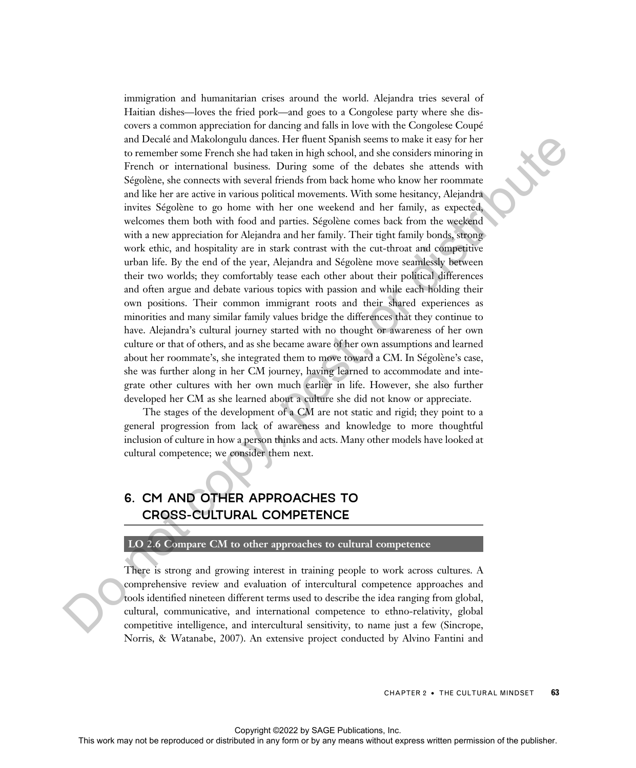immigration and humanitarian crises around the world. Alejandra tries several of Haitian dishes—loves the fried pork—and goes to a Congolese party where she discovers a common appreciation for dancing and falls in love with the Congolese Coupé and Decalé and Makolongulu dances. Her fluent Spanish seems to make it easy for her to remember some French she had taken in high school, and she considers minoring in French or international business. During some of the debates she attends with Ségolène, she connects with several friends from back home who know her roommate and like her are active in various political movements. With some hesitancy, Alejandra invites Ségolène to go home with her one weekend and her family, as expected, welcomes them both with food and parties. Ségolène comes back from the weekend with a new appreciation for Alejandra and her family. Their tight family bonds, strong work ethic, and hospitality are in stark contrast with the cut-throat and competitive urban life. By the end of the year, Alejandra and Ségolène move seamlessly between their two worlds; they comfortably tease each other about their political differences and often argue and debate various topics with passion and while each holding their own positions. Their common immigrant roots and their shared experiences as minorities and many similar family values bridge the differences that they continue to have. Alejandra's cultural journey started with no thought or awareness of her own culture or that of others, and as she became aware of her own assumptions and learned about her roommate's, she integrated them to move toward a CM. In Ségolène's case, she was further along in her CM journey, having learned to accommodate and integrate other cultures with her own much earlier in life. However, she also further developed her CM as she learned about a culture she did not know or appreciate.

The stages of the development of a CM are not static and rigid; they point to a general progression from lack of awareness and knowledge to more thoughtful inclusion of culture in how a person thinks and acts. Many other models have looked at cultural competence; we consider them next.

## 6. CM AND OTHER APPROACHES TO CROSS-CULTURAL COMPETENCE

**LO 2.6 Compare CM to other approaches to cultural competence**

There is strong and growing interest in training people to work across cultures. A comprehensive review and evaluation of intercultural competence approaches and tools identified nineteen different terms used to describe the idea ranging from global, cultural, communicative, and international competence to ethno-relativity, global competitive intelligence, and intercultural sensitivity, to name just a few (Sincrope, Norris, & Watanabe, 2007). An extensive project conducted by Alvino Fantini and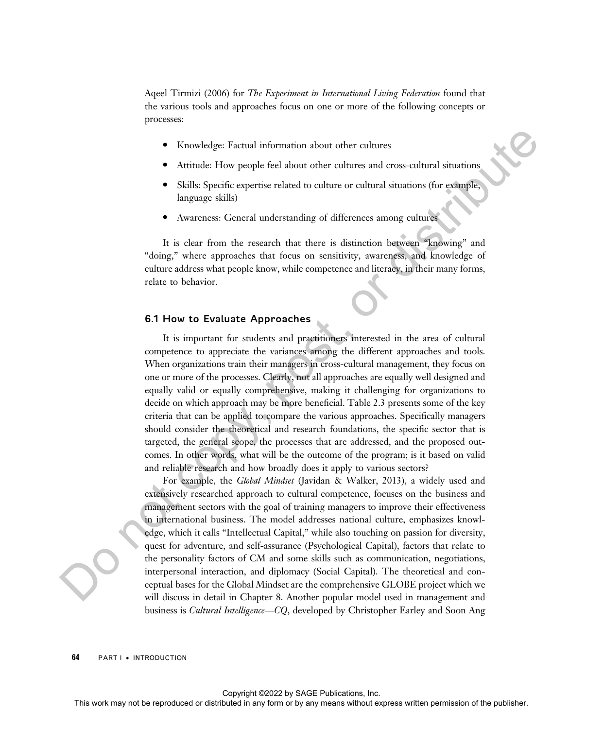Aqeel Tirmizi (2006) for *The Experiment in International Living Federation* found that the various tools and approaches focus on one or more of the following concepts or processes:

- Knowledge: Factual information about other cultures
- Attitude: How people feel about other cultures and cross-cultural situations
- Skills: Specific expertise related to culture or cultural situations (for example, language skills)
- Awareness: General understanding of differences among cultures

It is clear from the research that there is distinction between "knowing" and "doing," where approaches that focus on sensitivity, awareness, and knowledge of culture address what people know, while competence and literacy, in their many forms, relate to behavior.

### 6.1 How to Evaluate Approaches

It is important for students and practitioners interested in the area of cultural competence to appreciate the variances among the different approaches and tools. When organizations train their managers in cross-cultural management, they focus on one or more of the processes. Clearly, not all approaches are equally well designed and equally valid or equally comprehensive, making it challenging for organizations to decide on which approach may be more beneficial. Table 2.3 presents some of the key criteria that can be applied to compare the various approaches. Specifically managers should consider the theoretical and research foundations, the specific sector that is targeted, the general scope, the processes that are addressed, and the proposed outcomes. In other words, what will be the outcome of the program; is it based on valid and reliable research and how broadly does it apply to various sectors?

For example, the *Global Mindset* (Javidan & Walker, 2013), a widely used and extensively researched approach to cultural competence, focuses on the business and management sectors with the goal of training managers to improve their effectiveness in international business. The model addresses national culture, emphasizes knowledge, which it calls "Intellectual Capital," while also touching on passion for diversity, quest for adventure, and self-assurance (Psychological Capital), factors that relate to the personality factors of CM and some skills such as communication, negotiations, interpersonal interaction, and diplomacy (Social Capital). The theoretical and conceptual bases for the Global Mindset are the comprehensive GLOBE project which we will discuss in detail in Chapter 8. Another popular model used in management and business is *Cultural Intelligence—CQ*, developed by Christopher Earley and Soon Ang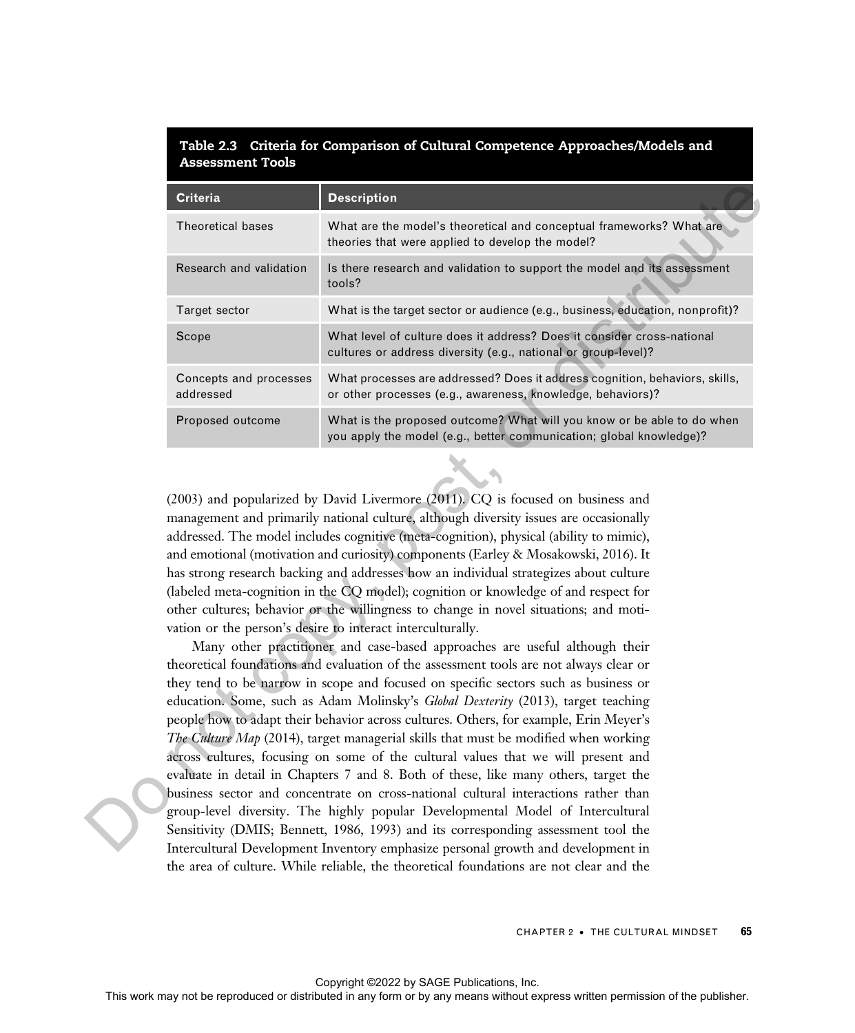**Table 2.3 Criteria for Comparison of Cultural Competence Approaches/Models and Assessment Tools**

| Criteria | Description |
|---|---|
| Theoretical bases | What are the model's theoretical and conceptual frameworks? What are theories that were applied to develop the model? |
| Research and validation | Is there research and validation to support the model and its assessment tools? |
| Target sector | What is the target sector or audience (e.g., business, education, nonprofit)? |
| Scope | What level of culture does it address? Does it consider cross-national cultures or address diversity (e.g., national or group-level)? |
| Concepts and processes addressed | What processes are addressed? Does it address cognition, behaviors, skills, or other processes (e.g., awareness, knowledge, behaviors)? |
| Proposed outcome | What is the proposed outcome? What will you know or be able to do when you apply the model (e.g., better communication; global knowledge)? |

(2003) and popularized by David Livermore (2011). CQ is focused on business and management and primarily national culture, although diversity issues are occasionally addressed. The model includes cognitive (meta-cognition), physical (ability to mimic), and emotional (motivation and curiosity) components (Earley & Mosakowski, 2016). It has strong research backing and addresses how an individual strategizes about culture (labeled meta-cognition in the CQ model); cognition or knowledge of and respect for other cultures; behavior or the willingness to change in novel situations; and motivation or the person's desire to interact interculturally.

Many other practitioner and case-based approaches are useful although their theoretical foundations and evaluation of the assessment tools are not always clear or they tend to be narrow in scope and focused on specific sectors such as business or education. Some, such as Adam Molinsky's *Global Dexterity* (2013), target teaching people how to adapt their behavior across cultures. Others, for example, Erin Meyer's *The Culture Map* (2014), target managerial skills that must be modified when working across cultures, focusing on some of the cultural values that we will present and evaluate in detail in Chapters 7 and 8. Both of these, like many others, target the business sector and concentrate on cross-national cultural interactions rather than group-level diversity. The highly popular Developmental Model of Intercultural Sensitivity (DMIS; Bennett, 1986, 1993) and its corresponding assessment tool the Intercultural Development Inventory emphasize personal growth and development in the area of culture. While reliable, the theoretical foundations are not clear and the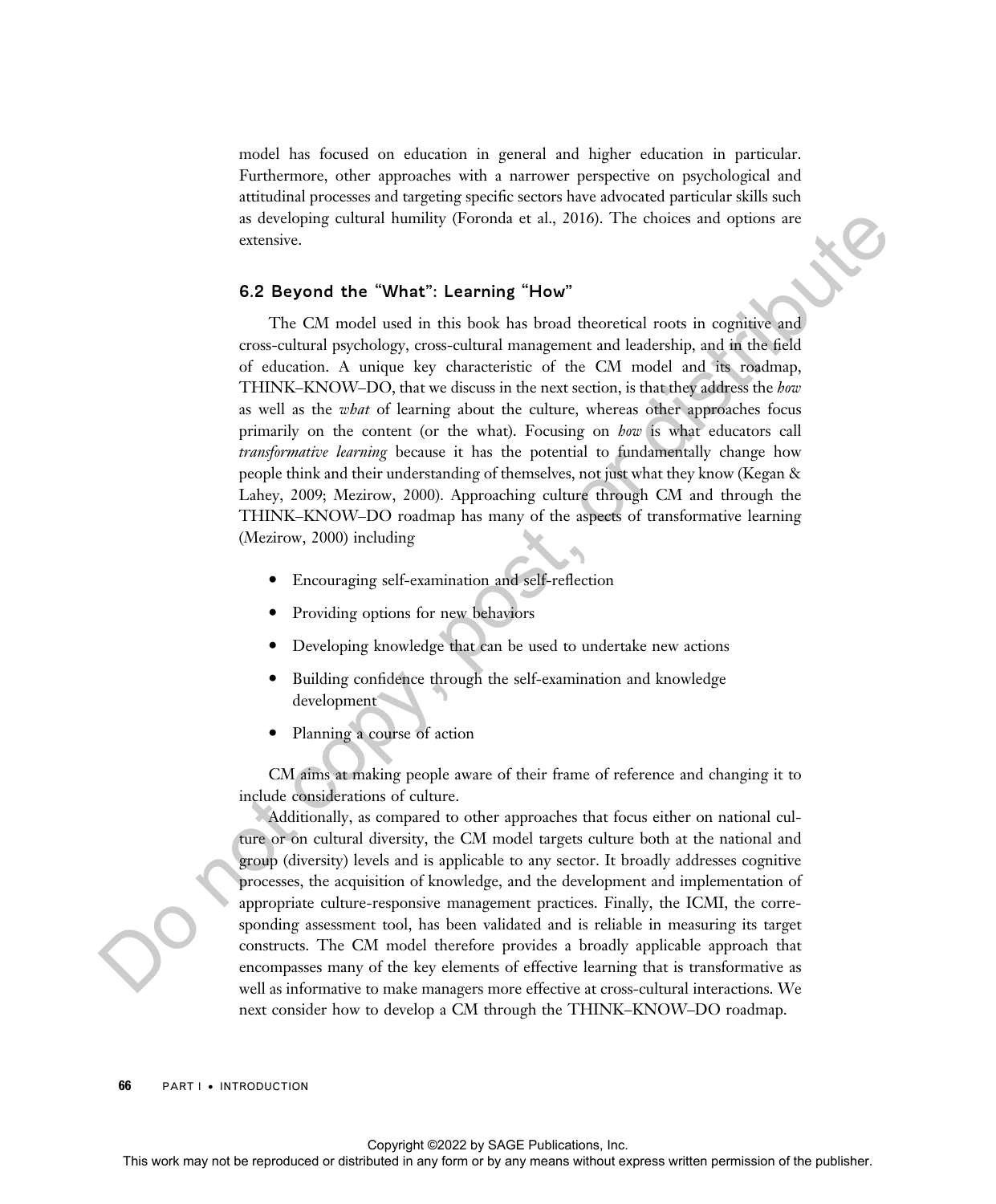model has focused on education in general and higher education in particular. Furthermore, other approaches with a narrower perspective on psychological and attitudinal processes and targeting specific sectors have advocated particular skills such as developing cultural humility (Foronda et al., 2016). The choices and options are extensive.

### 6.2 Beyond the "What": Learning "How"

The CM model used in this book has broad theoretical roots in cognitive and cross-cultural psychology, cross-cultural management and leadership, and in the field of education. A unique key characteristic of the CM model and its roadmap, THINK–KNOW–DO, that we discuss in the next section, is that they address the *how* as well as the *what* of learning about the culture, whereas other approaches focus primarily on the content (or the what). Focusing on *how* is what educators call *transformative learning* because it has the potential to fundamentally change how people think and their understanding of themselves, not just what they know (Kegan & Lahey, 2009; Mezirow, 2000). Approaching culture through CM and through the THINK–KNOW–DO roadmap has many of the aspects of transformative learning (Mezirow, 2000) including

- Encouraging self-examination and self-reflection
- Providing options for new behaviors
- Developing knowledge that can be used to undertake new actions
- Building confidence through the self-examination and knowledge development
- Planning a course of action

CM aims at making people aware of their frame of reference and changing it to include considerations of culture.

Additionally, as compared to other approaches that focus either on national culture or on cultural diversity, the CM model targets culture both at the national and group (diversity) levels and is applicable to any sector. It broadly addresses cognitive processes, the acquisition of knowledge, and the development and implementation of appropriate culture-responsive management practices. Finally, the ICMI, the corresponding assessment tool, has been validated and is reliable in measuring its target constructs. The CM model therefore provides a broadly applicable approach that encompasses many of the key elements of effective learning that is transformative as well as informative to make managers more effective at cross-cultural interactions. We next consider how to develop a CM through the THINK–KNOW–DO roadmap.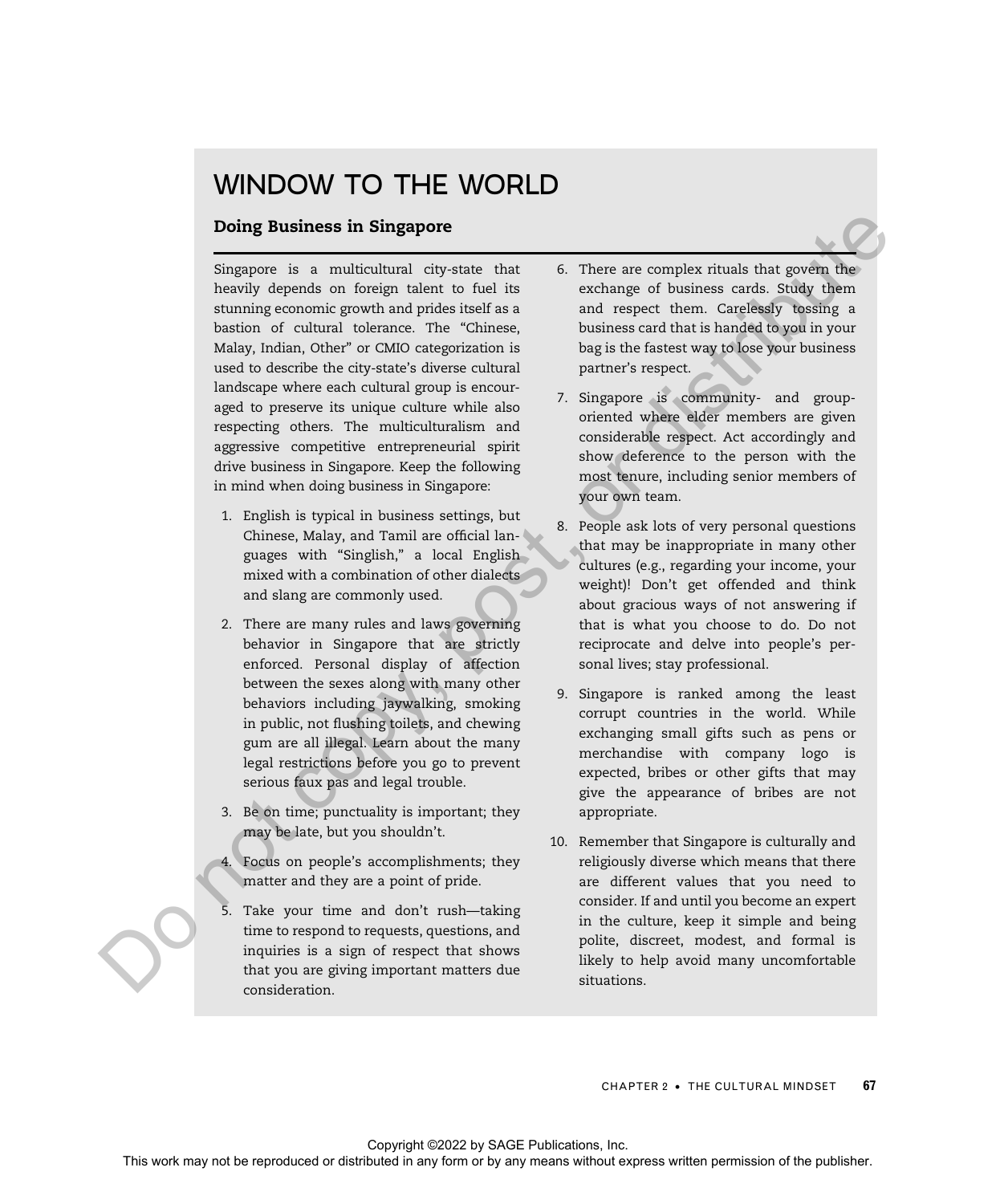# WINDOW TO THE WORLD

## Doing Business in Singapore

Singapore is a multicultural city-state that heavily depends on foreign talent to fuel its stunning economic growth and prides itself as a bastion of cultural tolerance. The "Chinese, Malay, Indian, Other" or CMIO categorization is used to describe the city-state's diverse cultural landscape where each cultural group is encouraged to preserve its unique culture while also respecting others. The multiculturalism and aggressive competitive entrepreneurial spirit drive business in Singapore. Keep the following in mind when doing business in Singapore:

1. English is typical in business settings, but Chinese, Malay, and Tamil are official languages with "Singlish," a local English mixed with a combination of other dialects and slang are commonly used.
2. There are many rules and laws governing behavior in Singapore that are strictly enforced. Personal display of affection between the sexes along with many other behaviors including jaywalking, smoking in public, not flushing toilets, and chewing gum are all illegal. Learn about the many legal restrictions before you go to prevent serious faux pas and legal trouble.
3. Be on time; punctuality is important; they may be late, but you shouldn't.
4. Focus on people's accomplishments; they matter and they are a point of pride.
5. Take your time and don't rush—taking time to respond to requests, questions, and inquiries is a sign of respect that shows that you are giving important matters due consideration.
6. There are complex rituals that govern the exchange of business cards. Study them and respect them. Carelessly tossing a business card that is handed to you in your bag is the fastest way to lose your business partner's respect.
7. Singapore is community- and group-oriented where elder members are given considerable respect. Act accordingly and show deference to the person with the most tenure, including senior members of your own team.
8. People ask lots of very personal questions that may be inappropriate in many other cultures (e.g., regarding your income, your weight)! Don't get offended and think about gracious ways of not answering if that is what you choose to do. Do not reciprocate and delve into people's personal lives; stay professional.
9. Singapore is ranked among the least corrupt countries in the world. While exchanging small gifts such as pens or merchandise with company logo is expected, bribes or other gifts that may give the appearance of bribes are not appropriate.
10. Remember that Singapore is culturally and religiously diverse which means that there are different values that you need to consider. If and until you become an expert in the culture, keep it simple and being polite, discreet, modest, and formal is likely to help avoid many uncomfortable situations.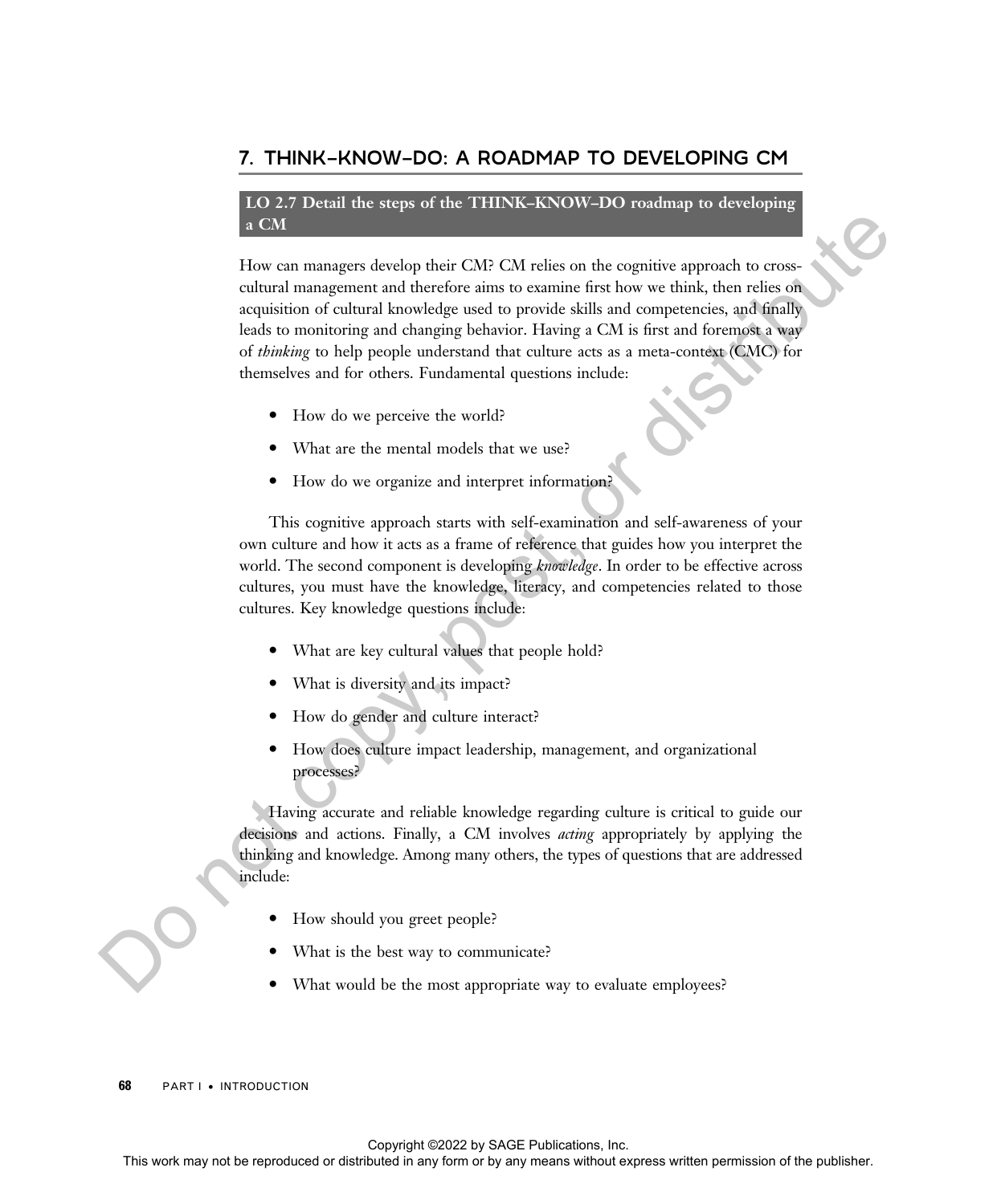## 7. THINK–KNOW–DO: A ROADMAP TO DEVELOPING CM

**LO 2.7 Detail the steps of the THINK–KNOW–DO roadmap to developing a CM**

How can managers develop their CM? CM relies on the cognitive approach to cross-cultural management and therefore aims to examine first how we think, then relies on acquisition of cultural knowledge used to provide skills and competencies, and finally leads to monitoring and changing behavior. Having a CM is first and foremost a way of *thinking* to help people understand that culture acts as a meta-context (CMC) for themselves and for others. Fundamental questions include:

- How do we perceive the world?
- What are the mental models that we use?
- How do we organize and interpret information?

This cognitive approach starts with self-examination and self-awareness of your own culture and how it acts as a frame of reference that guides how you interpret the world. The second component is developing *knowledge*. In order to be effective across cultures, you must have the knowledge, literacy, and competencies related to those cultures. Key knowledge questions include:

- What are key cultural values that people hold?
- What is diversity and its impact?
- How do gender and culture interact?
- How does culture impact leadership, management, and organizational processes?

Having accurate and reliable knowledge regarding culture is critical to guide our decisions and actions. Finally, a CM involves *acting* appropriately by applying the thinking and knowledge. Among many others, the types of questions that are addressed include:

- How should you greet people?
- What is the best way to communicate?
- What would be the most appropriate way to evaluate employees?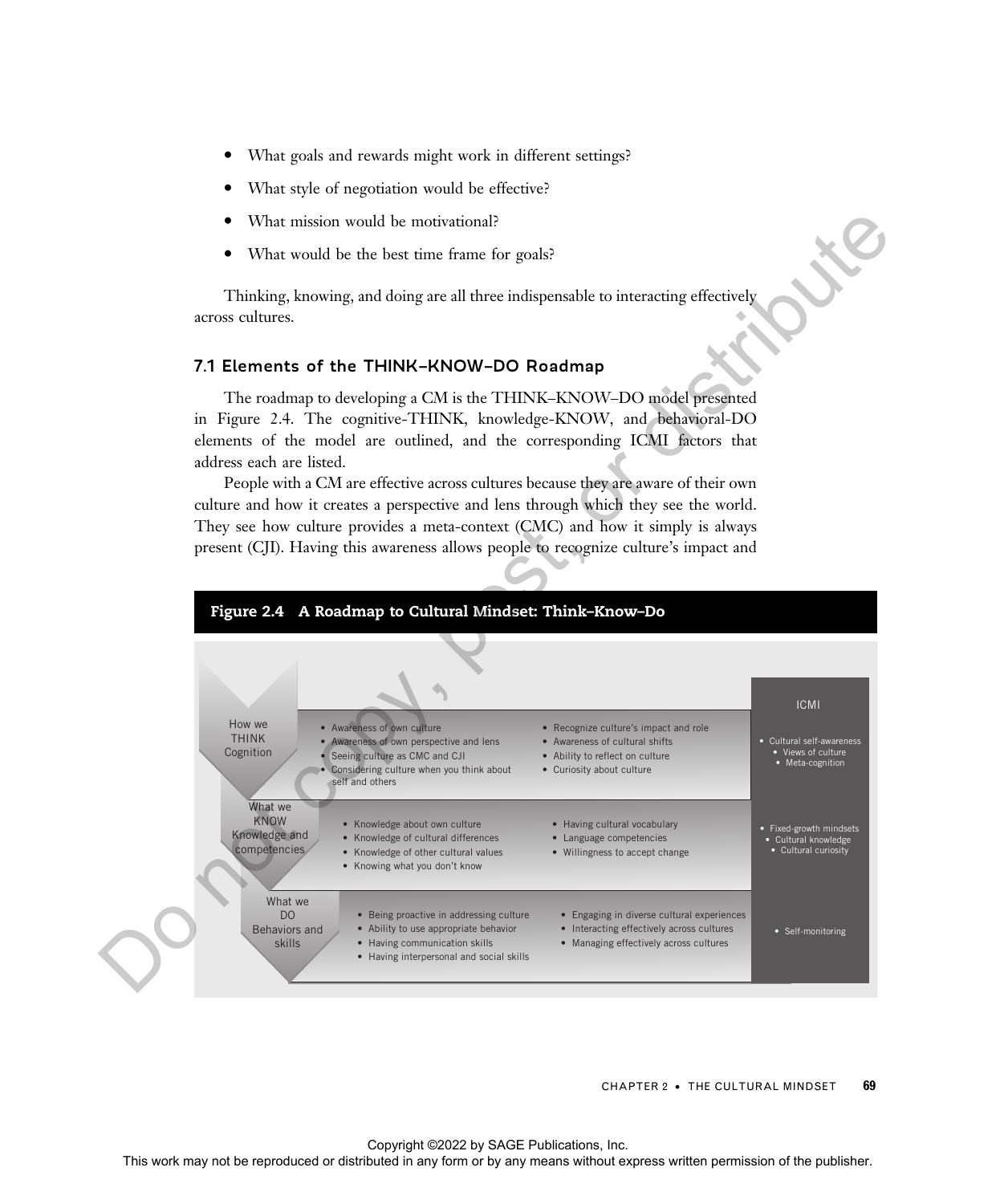- What goals and rewards might work in different settings?
- What style of negotiation would be effective?
- What mission would be motivational?
- What would be the best time frame for goals?

Thinking, knowing, and doing are all three indispensable to interacting effectively across cultures.

### 7.1 Elements of the THINK–KNOW–DO Roadmap

The roadmap to developing a CM is the THINK–KNOW–DO model presented in Figure 2.4. The cognitive-THINK, knowledge-KNOW, and behavioral-DO elements of the model are outlined, and the corresponding ICMI factors that address each are listed.

People with a CM are effective across cultures because they are aware of their own culture and how it creates a perspective and lens through which they see the world. They see how culture provides a meta-context (CMC) and how it simply is always present (CJI). Having this awareness allows people to recognize culture's impact and

**Figure 2.4 A Roadmap to Cultural Mindset: Think–Know–Do**

| | | | ICMI |
|---|---|---|---|
| How we THINK Cognition | • Awareness of own culture<br>• Awareness of own perspective and lens<br>• Seeing culture as CMC and CJI<br>• Considering culture when you think about self and others | • Recognize culture's impact and role<br>• Awareness of cultural shifts<br>• Ability to reflect on culture<br>• Curiosity about culture | • Cultural self-awareness<br>• Views of culture<br>• Meta-cognition |
| What we KNOW Knowledge and competencies | • Knowledge about own culture<br>• Knowledge of cultural differences<br>• Knowledge of other cultural values<br>• Knowing what you don't know | • Having cultural vocabulary<br>• Language competencies<br>• Willingness to accept change | • Fixed-growth mindsets<br>• Cultural knowledge<br>• Cultural curiosity |
| What we DO Behaviors and skills | • Being proactive in addressing culture<br>• Ability to use appropriate behavior<br>• Having communication skills<br>• Having interpersonal and social skills | • Engaging in diverse cultural experiences<br>• Interacting effectively across cultures<br>• Managing effectively across cultures | • Self-monitoring |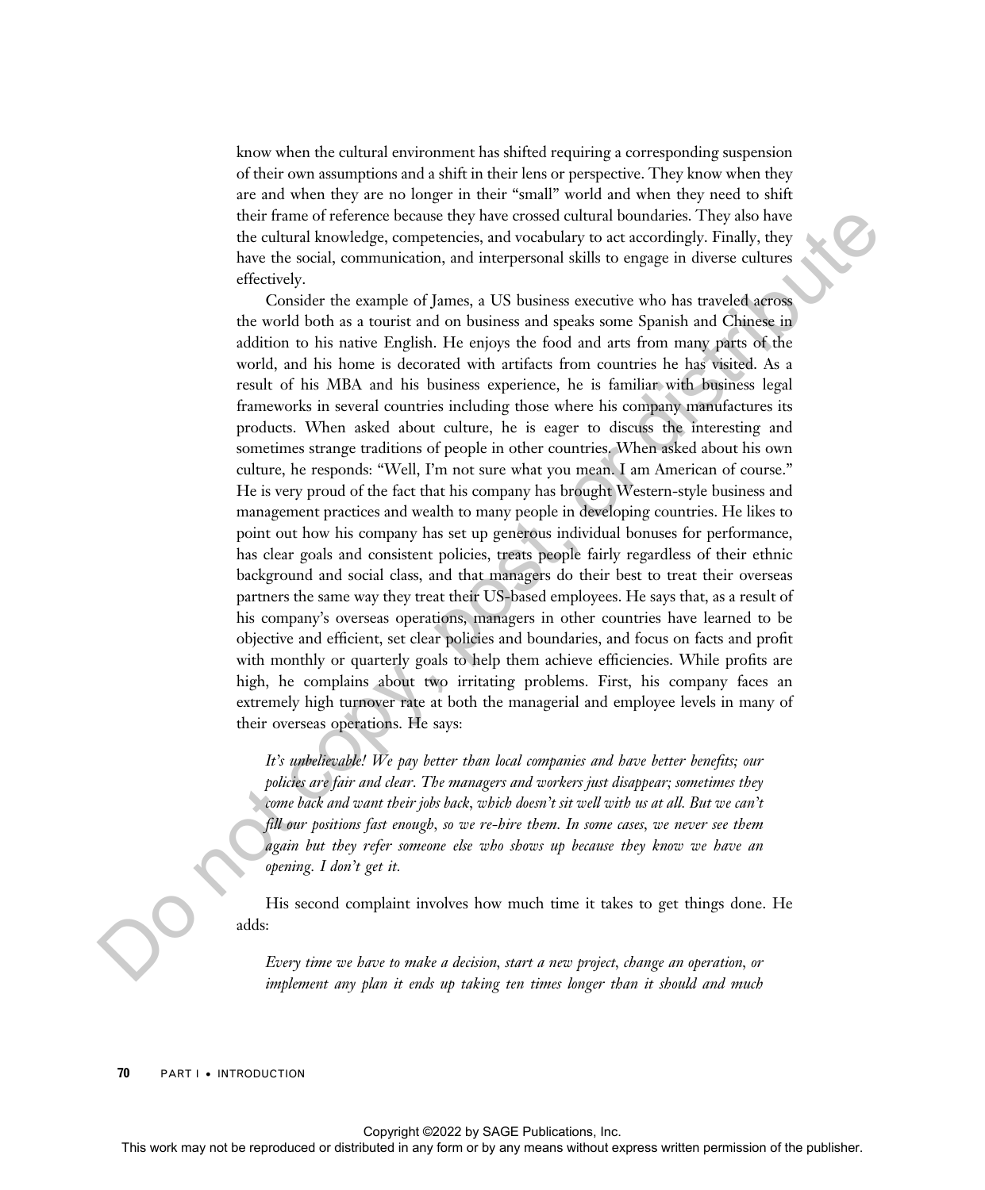know when the cultural environment has shifted requiring a corresponding suspension of their own assumptions and a shift in their lens or perspective. They know when they are and when they are no longer in their "small" world and when they need to shift their frame of reference because they have crossed cultural boundaries. They also have the cultural knowledge, competencies, and vocabulary to act accordingly. Finally, they have the social, communication, and interpersonal skills to engage in diverse cultures effectively.

Consider the example of James, a US business executive who has traveled across the world both as a tourist and on business and speaks some Spanish and Chinese in addition to his native English. He enjoys the food and arts from many parts of the world, and his home is decorated with artifacts from countries he has visited. As a result of his MBA and his business experience, he is familiar with business legal frameworks in several countries including those where his company manufactures its products. When asked about culture, he is eager to discuss the interesting and sometimes strange traditions of people in other countries. When asked about his own culture, he responds: "Well, I'm not sure what you mean. I am American of course." He is very proud of the fact that his company has brought Western-style business and management practices and wealth to many people in developing countries. He likes to point out how his company has set up generous individual bonuses for performance, has clear goals and consistent policies, treats people fairly regardless of their ethnic background and social class, and that managers do their best to treat their overseas partners the same way they treat their US-based employees. He says that, as a result of his company's overseas operations, managers in other countries have learned to be objective and efficient, set clear policies and boundaries, and focus on facts and profit with monthly or quarterly goals to help them achieve efficiencies. While profits are high, he complains about two irritating problems. First, his company faces an extremely high turnover rate at both the managerial and employee levels in many of their overseas operations. He says:

*It's unbelievable! We pay better than local companies and have better benefits; our policies are fair and clear. The managers and workers just disappear; sometimes they come back and want their jobs back, which doesn't sit well with us at all. But we can't fill our positions fast enough, so we re-hire them. In some cases, we never see them again but they refer someone else who shows up because they know we have an opening. I don't get it.*

His second complaint involves how much time it takes to get things done. He adds:

*Every time we have to make a decision, start a new project, change an operation, or implement any plan it ends up taking ten times longer than it should and much*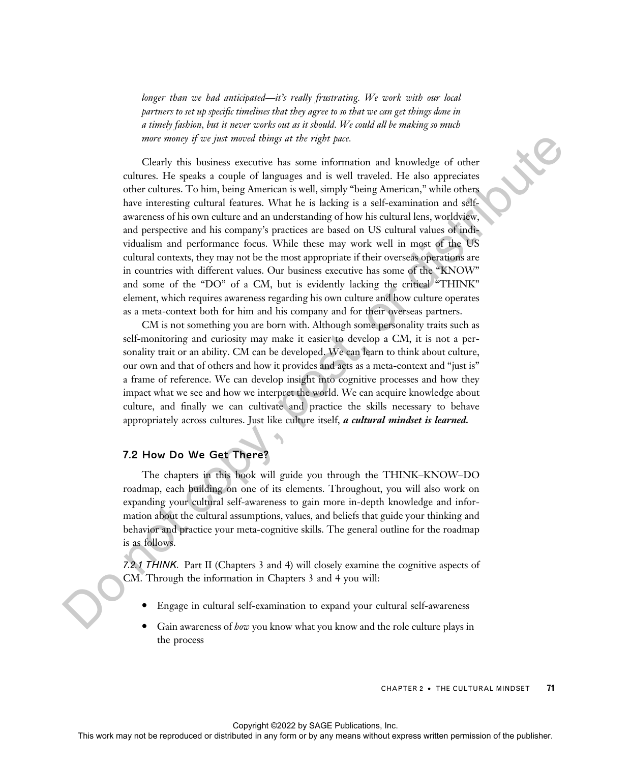*longer than we had anticipated—it's really frustrating. We work with our local partners to set up specific timelines that they agree to so that we can get things done in a timely fashion, but it never works out as it should. We could all be making so much more money if we just moved things at the right pace.*

Clearly this business executive has some information and knowledge of other cultures. He speaks a couple of languages and is well traveled. He also appreciates other cultures. To him, being American is well, simply "being American," while others have interesting cultural features. What he is lacking is a self-examination and self-awareness of his own culture and an understanding of how his cultural lens, worldview, and perspective and his company's practices are based on US cultural values of individualism and performance focus. While these may work well in most of the US cultural contexts, they may not be the most appropriate if their overseas operations are in countries with different values. Our business executive has some of the "KNOW" and some of the "DO" of a CM, but is evidently lacking the critical "THINK" element, which requires awareness regarding his own culture and how culture operates as a meta-context both for him and his company and for their overseas partners.

CM is not something you are born with. Although some personality traits such as self-monitoring and curiosity may make it easier to develop a CM, it is not a personality trait or an ability. CM can be developed. We can learn to think about culture, our own and that of others and how it provides and acts as a meta-context and "just is" a frame of reference. We can develop insight into cognitive processes and how they impact what we see and how we interpret the world. We can acquire knowledge about culture, and finally we can cultivate and practice the skills necessary to behave appropriately across cultures. Just like culture itself, ***a cultural mindset is learned.***

## 7.2 How Do We Get There?

The chapters in this book will guide you through the THINK–KNOW–DO roadmap, each building on one of its elements. Throughout, you will also work on expanding your cultural self-awareness to gain more in-depth knowledge and information about the cultural assumptions, values, and beliefs that guide your thinking and behavior and practice your meta-cognitive skills. The general outline for the roadmap is as follows.

*7.2.1 THINK.* Part II (Chapters 3 and 4) will closely examine the cognitive aspects of CM. Through the information in Chapters 3 and 4 you will:

- Engage in cultural self-examination to expand your cultural self-awareness
- Gain awareness of *how* you know what you know and the role culture plays in the process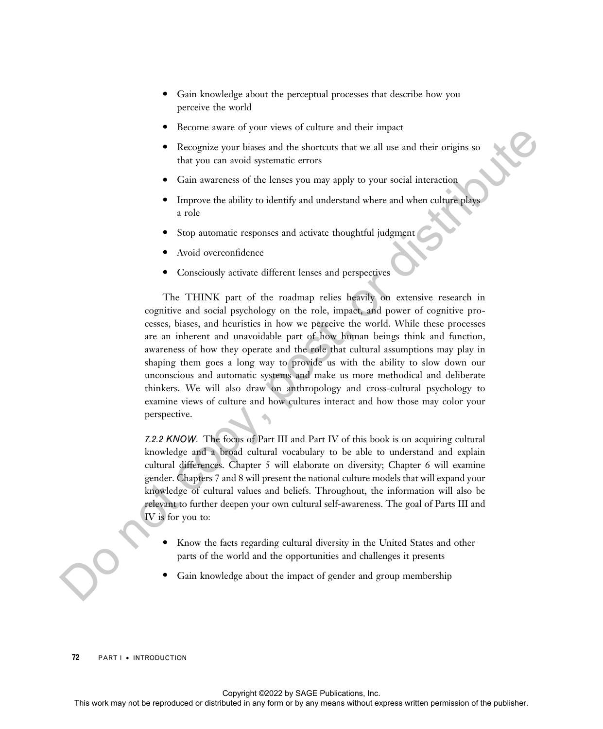- Gain knowledge about the perceptual processes that describe how you perceive the world
- Become aware of your views of culture and their impact
- Recognize your biases and the shortcuts that we all use and their origins so that you can avoid systematic errors
- Gain awareness of the lenses you may apply to your social interaction
- Improve the ability to identify and understand where and when culture plays a role
- Stop automatic responses and activate thoughtful judgment
- Avoid overconfidence
- Consciously activate different lenses and perspectives

The THINK part of the roadmap relies heavily on extensive research in cognitive and social psychology on the role, impact, and power of cognitive processes, biases, and heuristics in how we perceive the world. While these processes are an inherent and unavoidable part of how human beings think and function, awareness of how they operate and the role that cultural assumptions may play in shaping them goes a long way to provide us with the ability to slow down our unconscious and automatic systems and make us more methodical and deliberate thinkers. We will also draw on anthropology and cross-cultural psychology to examine views of culture and how cultures interact and how those may color your perspective.

*7.2.2 KNOW.* The focus of Part III and Part IV of this book is on acquiring cultural knowledge and a broad cultural vocabulary to be able to understand and explain cultural differences. Chapter 5 will elaborate on diversity; Chapter 6 will examine gender. Chapters 7 and 8 will present the national culture models that will expand your knowledge of cultural values and beliefs. Throughout, the information will also be relevant to further deepen your own cultural self-awareness. The goal of Parts III and IV is for you to:

- Know the facts regarding cultural diversity in the United States and other parts of the world and the opportunities and challenges it presents
- Gain knowledge about the impact of gender and group membership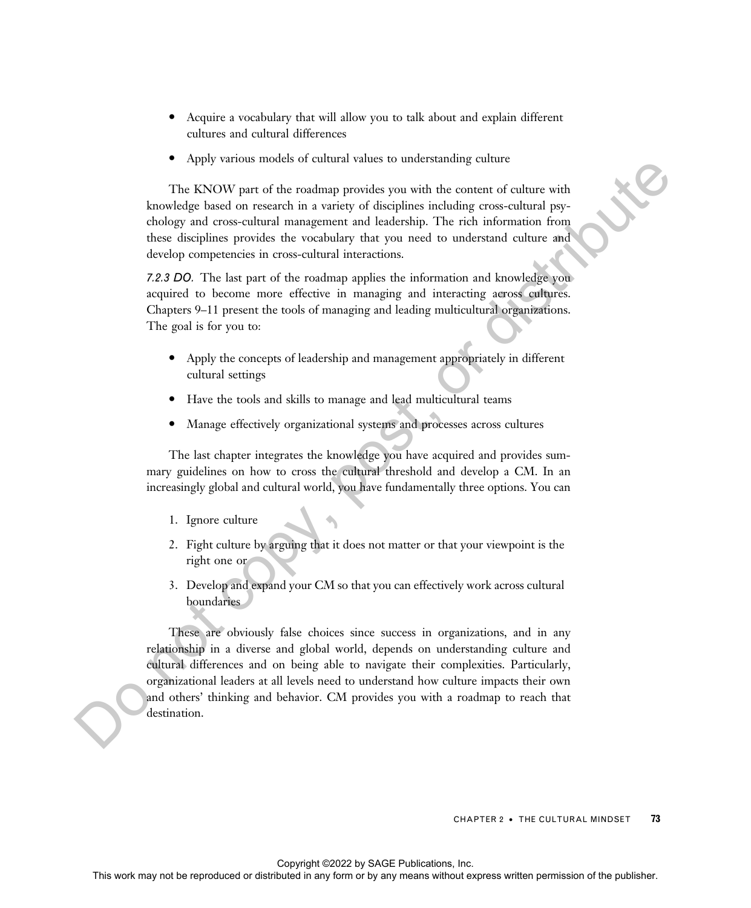- Acquire a vocabulary that will allow you to talk about and explain different cultures and cultural differences
- Apply various models of cultural values to understanding culture

The KNOW part of the roadmap provides you with the content of culture with knowledge based on research in a variety of disciplines including cross-cultural psychology and cross-cultural management and leadership. The rich information from these disciplines provides the vocabulary that you need to understand culture and develop competencies in cross-cultural interactions.

*7.2.3 DO.* The last part of the roadmap applies the information and knowledge you acquired to become more effective in managing and interacting across cultures. Chapters 9–11 present the tools of managing and leading multicultural organizations. The goal is for you to:

- Apply the concepts of leadership and management appropriately in different cultural settings
- Have the tools and skills to manage and lead multicultural teams
- Manage effectively organizational systems and processes across cultures

The last chapter integrates the knowledge you have acquired and provides summary guidelines on how to cross the cultural threshold and develop a CM. In an increasingly global and cultural world, you have fundamentally three options. You can

1. Ignore culture
2. Fight culture by arguing that it does not matter or that your viewpoint is the right one or
3. Develop and expand your CM so that you can effectively work across cultural boundaries

These are obviously false choices since success in organizations, and in any relationship in a diverse and global world, depends on understanding culture and cultural differences and on being able to navigate their complexities. Particularly, organizational leaders at all levels need to understand how culture impacts their own and others' thinking and behavior. CM provides you with a roadmap to reach that destination.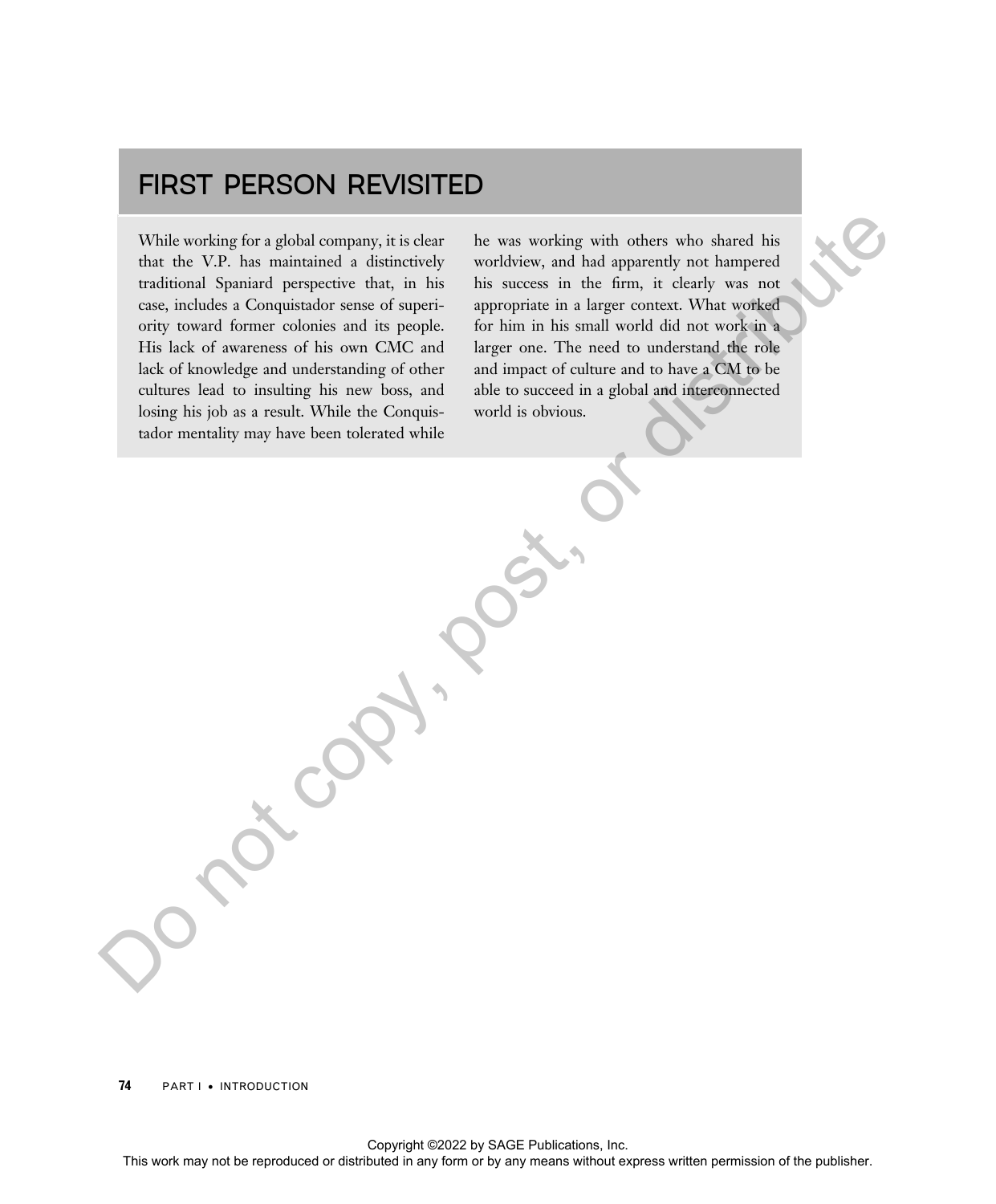## FIRST PERSON REVISITED

While working for a global company, it is clear that the V.P. has maintained a distinctively traditional Spaniard perspective that, in his case, includes a Conquistador sense of superiority toward former colonies and its people. His lack of awareness of his own CMC and lack of knowledge and understanding of other cultures lead to insulting his new boss, and losing his job as a result. While the Conquistador mentality may have been tolerated while he was working with others who shared his worldview, and had apparently not hampered his success in the firm, it clearly was not appropriate in a larger context. What worked for him in his small world did not work in a larger one. The need to understand the role and impact of culture and to have a CM to be able to succeed in a global and interconnected world is obvious.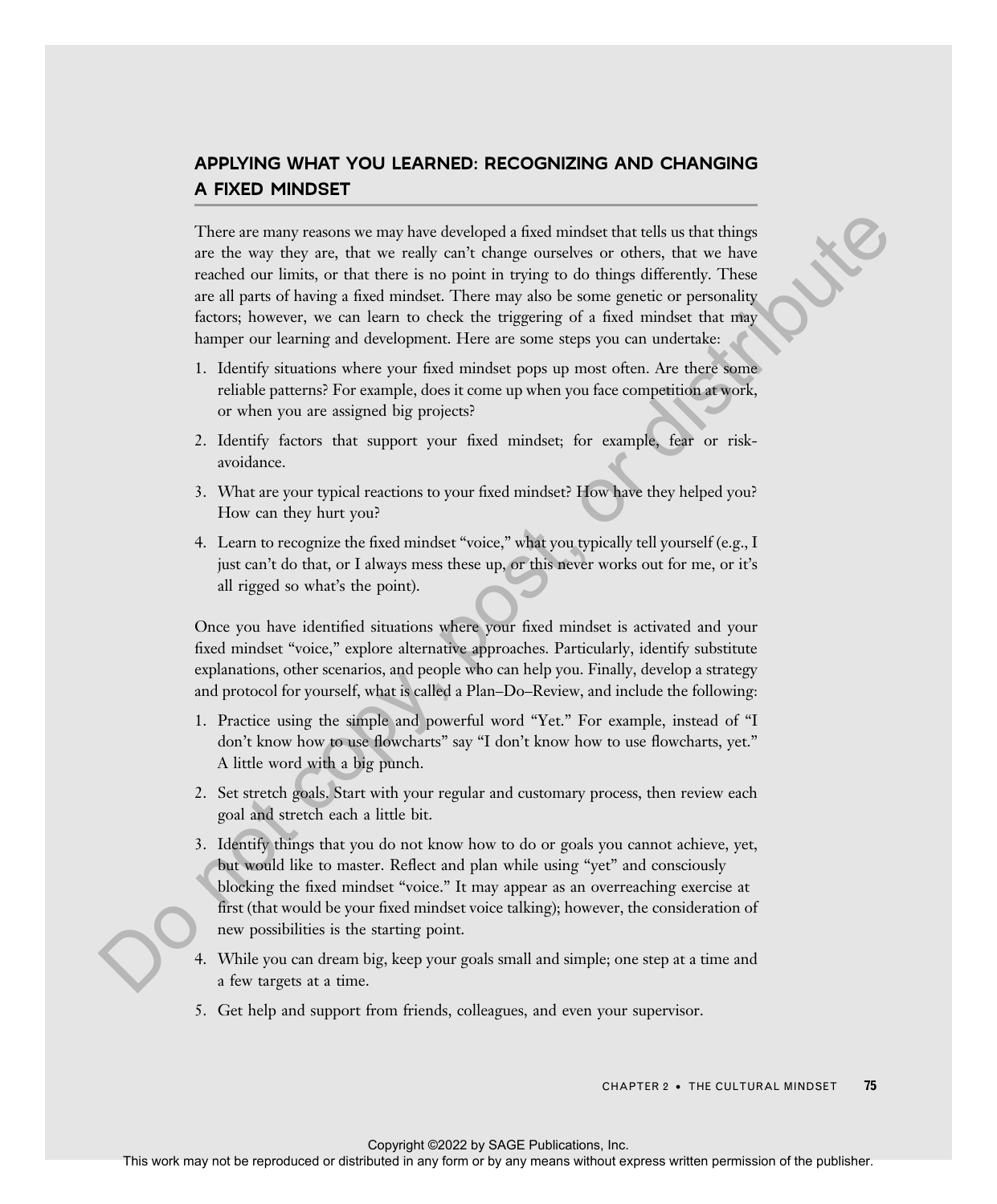## APPLYING WHAT YOU LEARNED: RECOGNIZING AND CHANGING A FIXED MINDSET

There are many reasons we may have developed a fixed mindset that tells us that things are the way they are, that we really can't change ourselves or others, that we have reached our limits, or that there is no point in trying to do things differently. These are all parts of having a fixed mindset. There may also be some genetic or personality factors; however, we can learn to check the triggering of a fixed mindset that may hamper our learning and development. Here are some steps you can undertake:

1. Identify situations where your fixed mindset pops up most often. Are there some reliable patterns? For example, does it come up when you face competition at work, or when you are assigned big projects?
2. Identify factors that support your fixed mindset; for example, fear or risk-avoidance.
3. What are your typical reactions to your fixed mindset? How have they helped you? How can they hurt you?
4. Learn to recognize the fixed mindset "voice," what you typically tell yourself (e.g., I just can't do that, or I always mess these up, or this never works out for me, or it's all rigged so what's the point).

Once you have identified situations where your fixed mindset is activated and your fixed mindset "voice," explore alternative approaches. Particularly, identify substitute explanations, other scenarios, and people who can help you. Finally, develop a strategy and protocol for yourself, what is called a Plan–Do–Review, and include the following:

1. Practice using the simple and powerful word "Yet." For example, instead of "I don't know how to use flowcharts" say "I don't know how to use flowcharts, yet." A little word with a big punch.
2. Set stretch goals. Start with your regular and customary process, then review each goal and stretch each a little bit.
3. Identify things that you do not know how to do or goals you cannot achieve, yet, but would like to master. Reflect and plan while using "yet" and consciously blocking the fixed mindset "voice." It may appear as an overreaching exercise at first (that would be your fixed mindset voice talking); however, the consideration of new possibilities is the starting point.
4. While you can dream big, keep your goals small and simple; one step at a time and a few targets at a time.
5. Get help and support from friends, colleagues, and even your supervisor.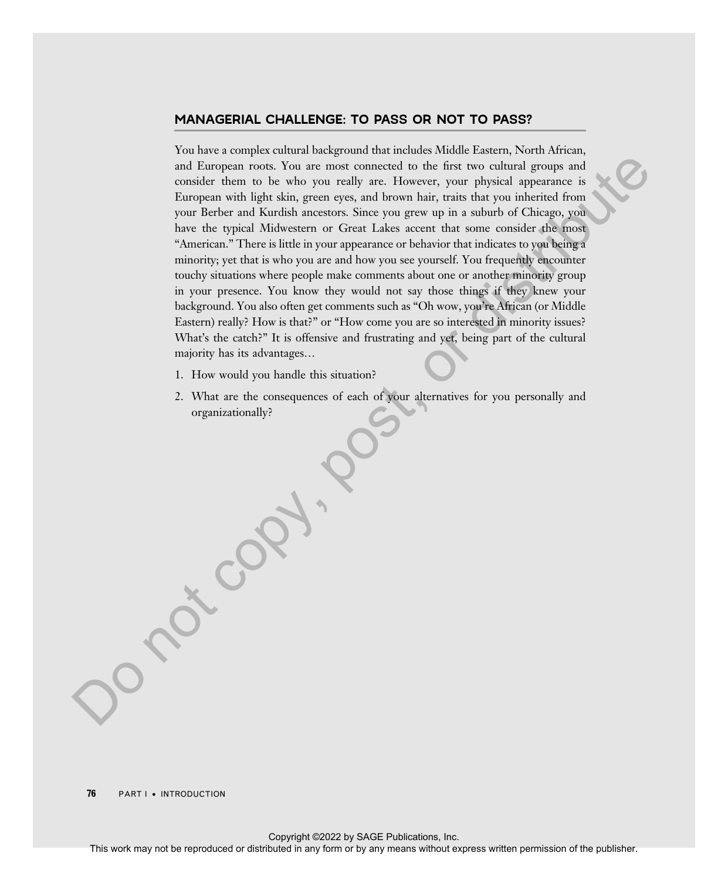## MANAGERIAL CHALLENGE: TO PASS OR NOT TO PASS?

You have a complex cultural background that includes Middle Eastern, North African, and European roots. You are most connected to the first two cultural groups and consider them to be who you really are. However, your physical appearance is European with light skin, green eyes, and brown hair, traits that you inherited from your Berber and Kurdish ancestors. Since you grew up in a suburb of Chicago, you have the typical Midwestern or Great Lakes accent that some consider the most "American." There is little in your appearance or behavior that indicates to you being a minority; yet that is who you are and how you see yourself. You frequently encounter touchy situations where people make comments about one or another minority group in your presence. You know they would not say those things if they knew your background. You also often get comments such as "Oh wow, you're African (or Middle Eastern) really? How is that?" or "How come you are so interested in minority issues? What's the catch?" It is offensive and frustrating and yet, being part of the cultural majority has its advantages…

1. How would you handle this situation?
2. What are the consequences of each of your alternatives for you personally and organizationally?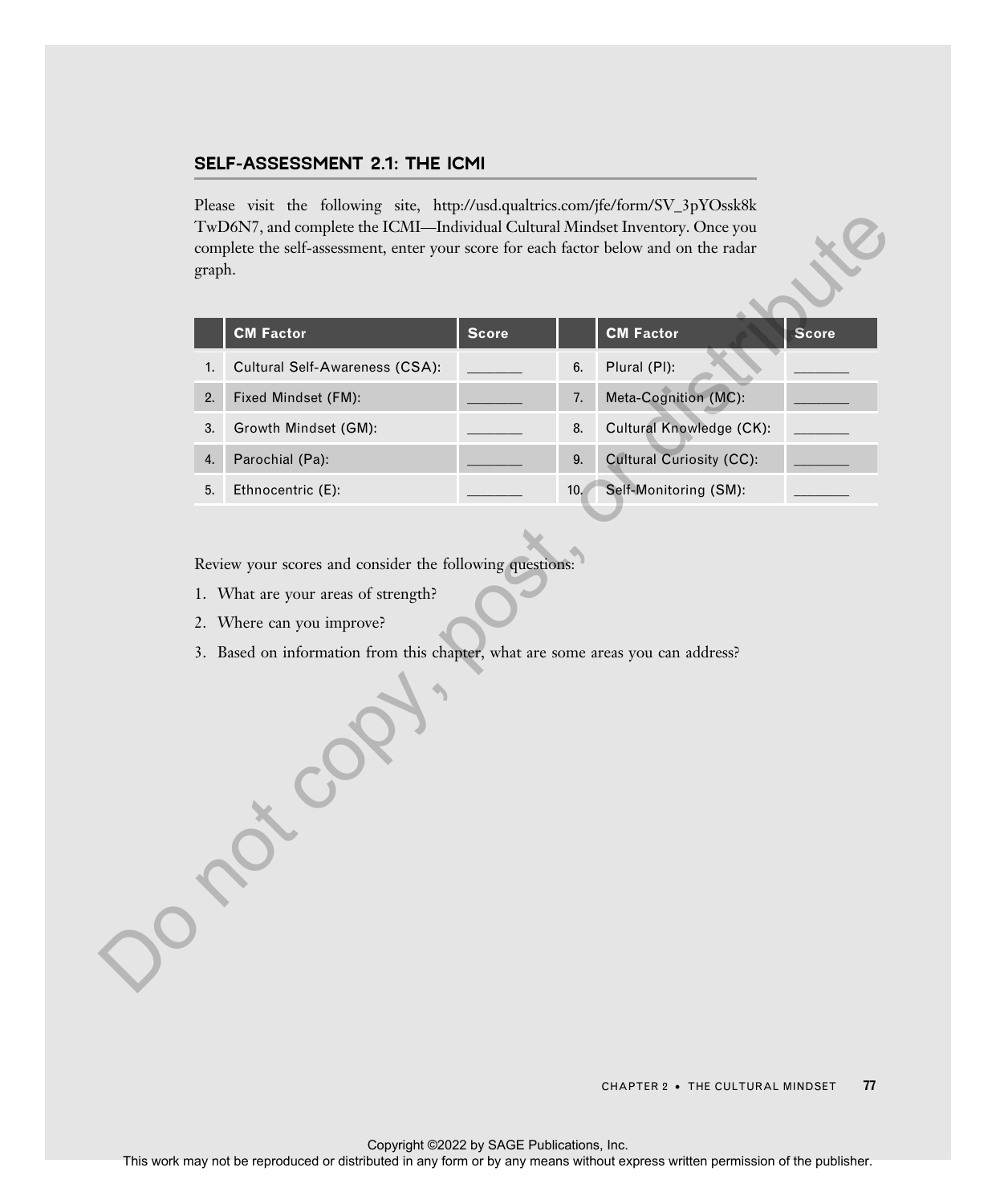## SELF-ASSESSMENT 2.1: THE ICMI

Please visit the following site, http://usd.qualtrics.com/jfe/form/SV_3pYOssk8kTwD6N7, and complete the ICMI—Individual Cultural Mindset Inventory. Once you complete the self-assessment, enter your score for each factor below and on the radar graph.

| | CM Factor | Score | | CM Factor | Score |
|---|---|---|---|---|---|
| 1. | Cultural Self-Awareness (CSA): | _______ | 6. | Plural (Pl): | _______ |
| 2. | Fixed Mindset (FM): | _______ | 7. | Meta-Cognition (MC): | _______ |
| 3. | Growth Mindset (GM): | _______ | 8. | Cultural Knowledge (CK): | _______ |
| 4. | Parochial (Pa): | _______ | 9. | Cultural Curiosity (CC): | _______ |
| 5. | Ethnocentric (E): | _______ | 10. | Self-Monitoring (SM): | _______ |

Review your scores and consider the following questions:

1. What are your areas of strength?
2. Where can you improve?
3. Based on information from this chapter, what are some areas you can address?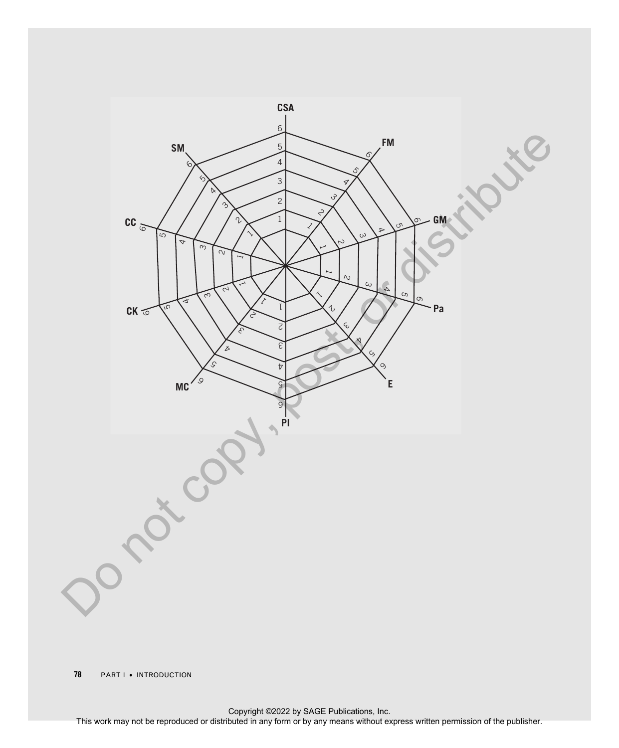CSA

FM

GM

Pa

E

PI

MC

CK

CC

SM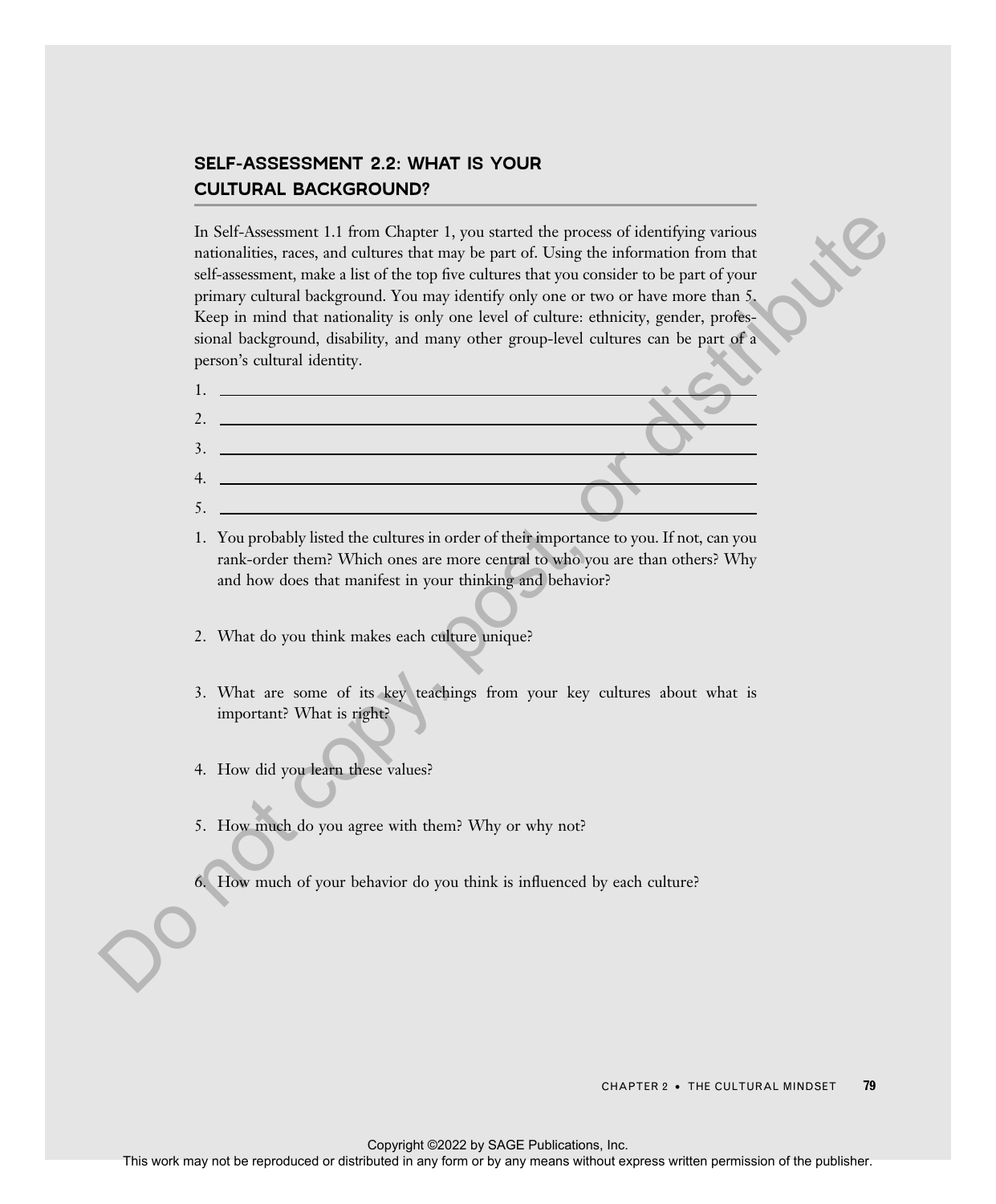## SELF-ASSESSMENT 2.2: WHAT IS YOUR CULTURAL BACKGROUND?

In Self-Assessment 1.1 from Chapter 1, you started the process of identifying various nationalities, races, and cultures that may be part of. Using the information from that self-assessment, make a list of the top five cultures that you consider to be part of your primary cultural background. You may identify only one or two or have more than 5. Keep in mind that nationality is only one level of culture: ethnicity, gender, professional background, disability, and many other group-level cultures can be part of a person's cultural identity.

1. \_\_\_\_\_\_\_\_\_\_\_\_\_\_\_\_\_\_\_\_\_\_\_\_\_\_\_\_\_\_
2. \_\_\_\_\_\_\_\_\_\_\_\_\_\_\_\_\_\_\_\_\_\_\_\_\_\_\_\_\_\_
3. \_\_\_\_\_\_\_\_\_\_\_\_\_\_\_\_\_\_\_\_\_\_\_\_\_\_\_\_\_\_
4. \_\_\_\_\_\_\_\_\_\_\_\_\_\_\_\_\_\_\_\_\_\_\_\_\_\_\_\_\_\_
5. \_\_\_\_\_\_\_\_\_\_\_\_\_\_\_\_\_\_\_\_\_\_\_\_\_\_\_\_\_\_

1. You probably listed the cultures in order of their importance to you. If not, can you rank-order them? Which ones are more central to who you are than others? Why and how does that manifest in your thinking and behavior?

2. What do you think makes each culture unique?

3. What are some of its key teachings from your key cultures about what is important? What is right?

4. How did you learn these values?

5. How much do you agree with them? Why or why not?

6. How much of your behavior do you think is influenced by each culture?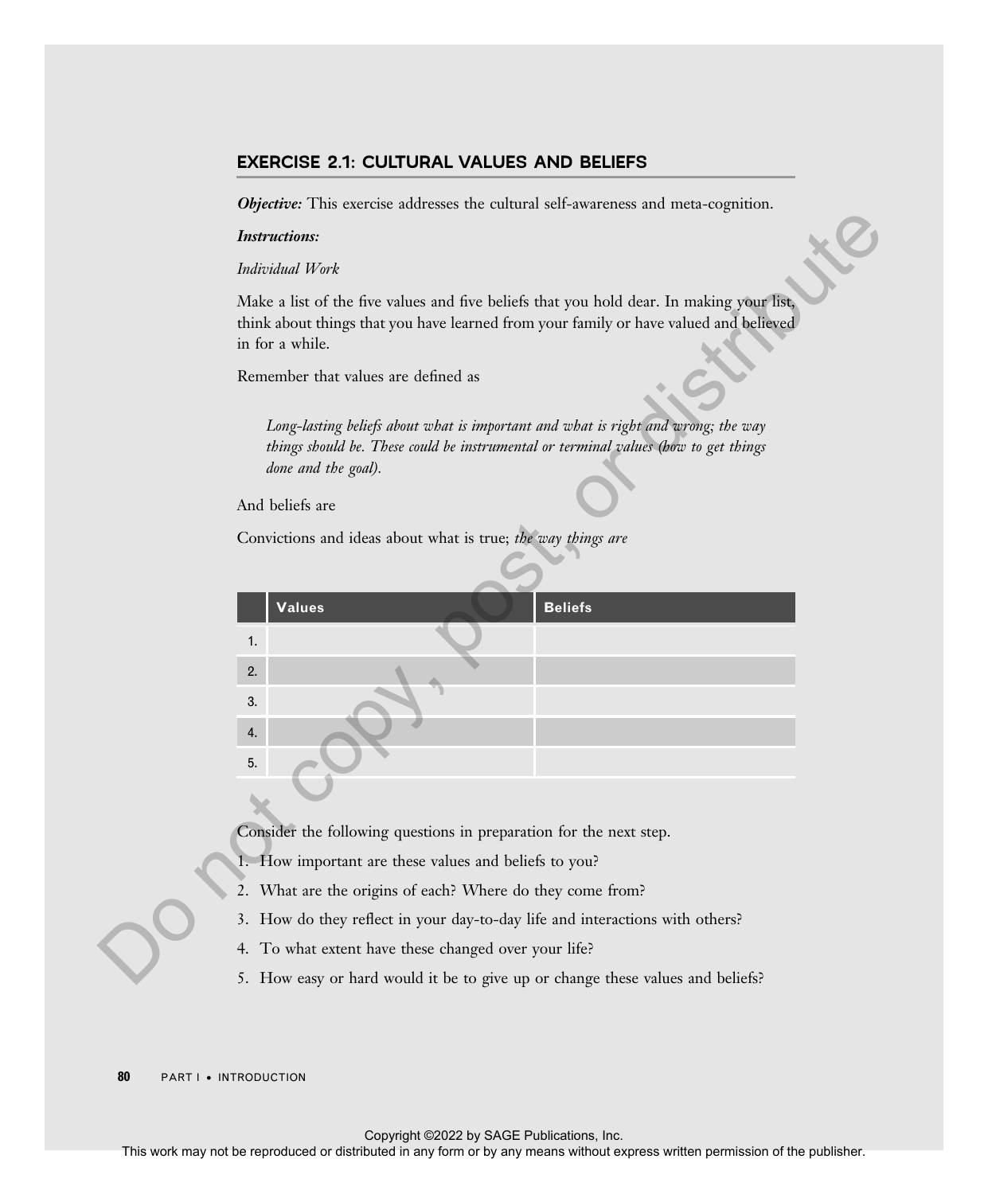## EXERCISE 2.1: CULTURAL VALUES AND BELIEFS

***Objective:*** This exercise addresses the cultural self-awareness and meta-cognition.

***Instructions:***

*Individual Work*

Make a list of the five values and five beliefs that you hold dear. In making your list, think about things that you have learned from your family or have valued and believed in for a while.

Remember that values are defined as

> *Long-lasting beliefs about what is important and what is right and wrong; the way things should be. These could be instrumental or terminal values (how to get things done and the goal).*

And beliefs are

Convictions and ideas about what is true; *the way things are*

| | Values | Beliefs |
|---|---|---|
| 1. | | |
| 2. | | |
| 3. | | |
| 4. | | |
| 5. | | |

Consider the following questions in preparation for the next step.

1. How important are these values and beliefs to you?
2. What are the origins of each? Where do they come from?
3. How do they reflect in your day-to-day life and interactions with others?
4. To what extent have these changed over your life?
5. How easy or hard would it be to give up or change these values and beliefs?

Copyright ©2022 by SAGE Publications, Inc.
This work may not be reproduced or distributed in any form or by any means without express written permission of the publisher.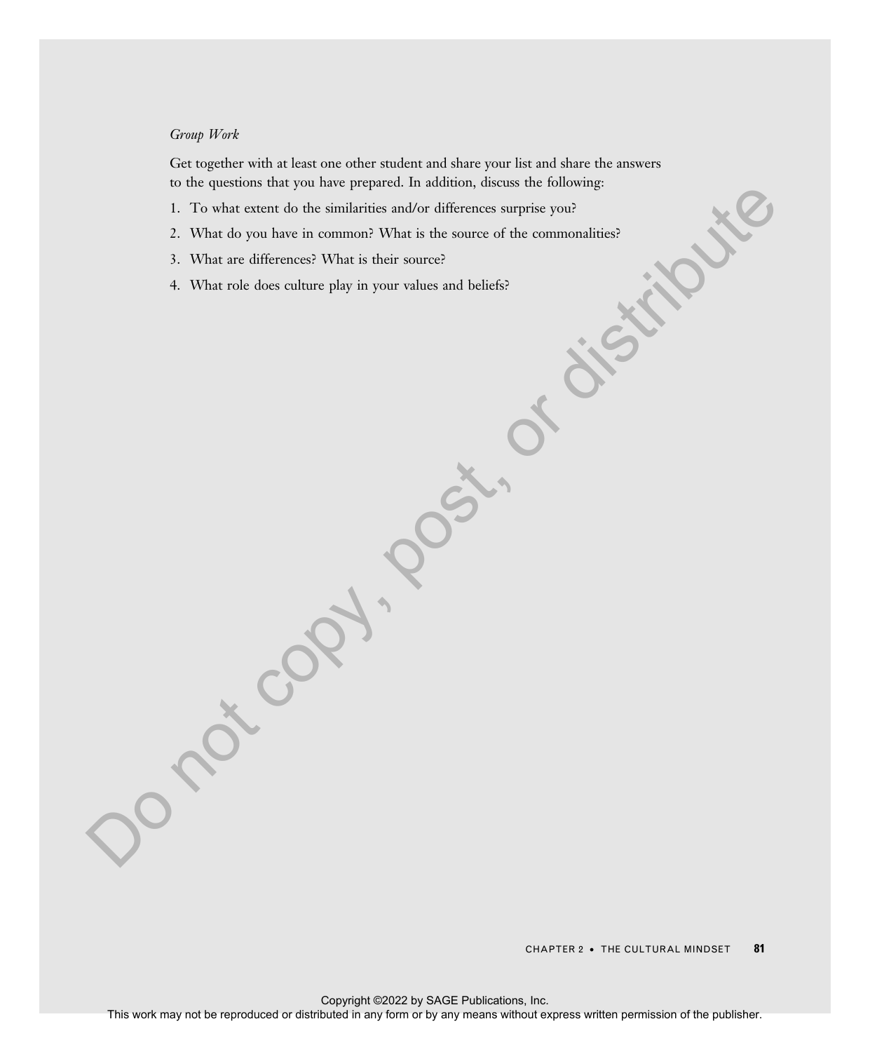*Group Work*

Get together with at least one other student and share your list and share the answers to the questions that you have prepared. In addition, discuss the following:

1. To what extent do the similarities and/or differences surprise you?
2. What do you have in common? What is the source of the commonalities?
3. What are differences? What is their source?
4. What role does culture play in your values and beliefs?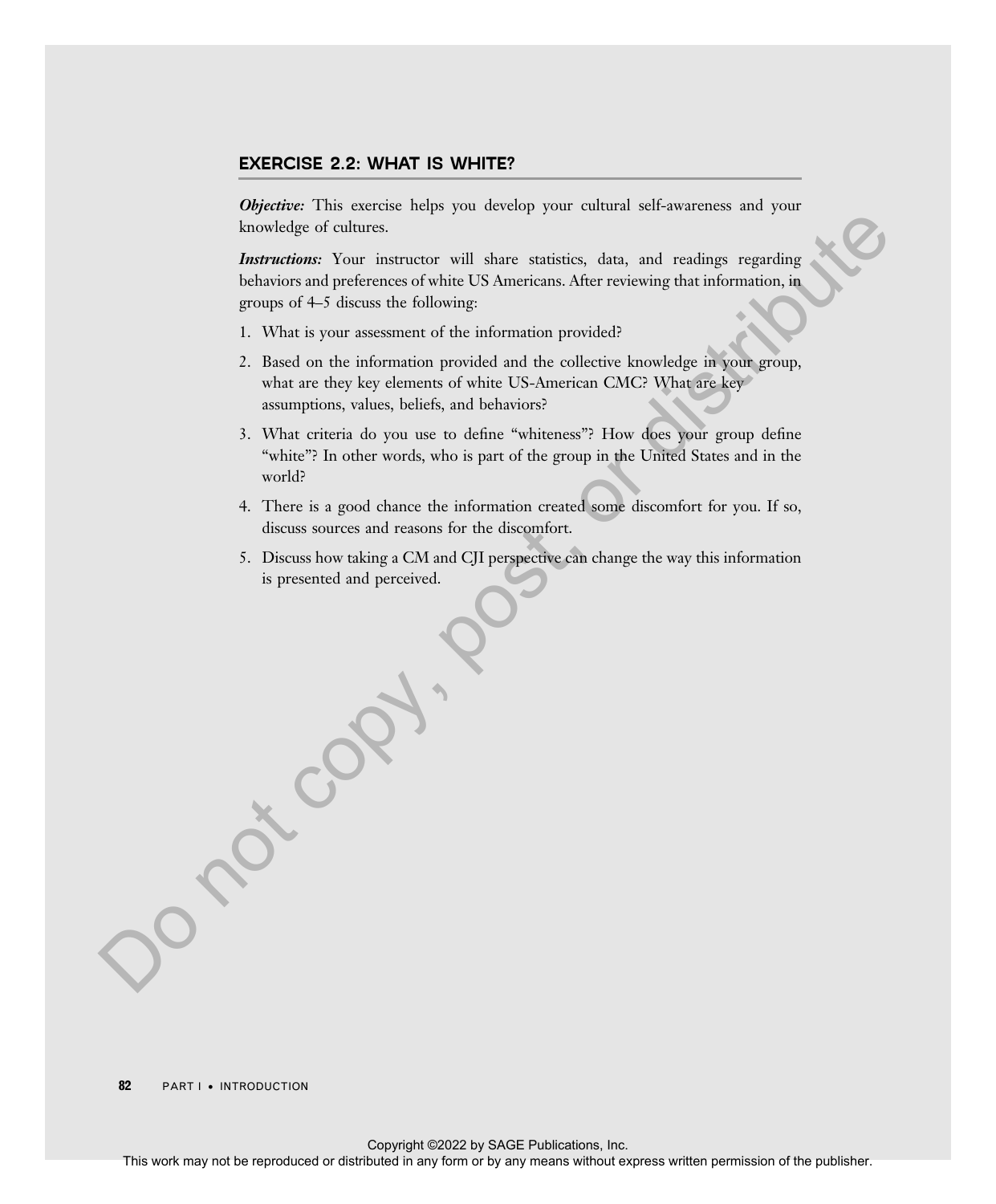## EXERCISE 2.2: WHAT IS WHITE?

***Objective:*** This exercise helps you develop your cultural self-awareness and your knowledge of cultures.

***Instructions:*** Your instructor will share statistics, data, and readings regarding behaviors and preferences of white US Americans. After reviewing that information, in groups of 4–5 discuss the following:

1. What is your assessment of the information provided?
2. Based on the information provided and the collective knowledge in your group, what are they key elements of white US-American CMC? What are key assumptions, values, beliefs, and behaviors?
3. What criteria do you use to define "whiteness"? How does your group define "white"? In other words, who is part of the group in the United States and in the world?
4. There is a good chance the information created some discomfort for you. If so, discuss sources and reasons for the discomfort.
5. Discuss how taking a CM and CJI perspective can change the way this information is presented and perceived.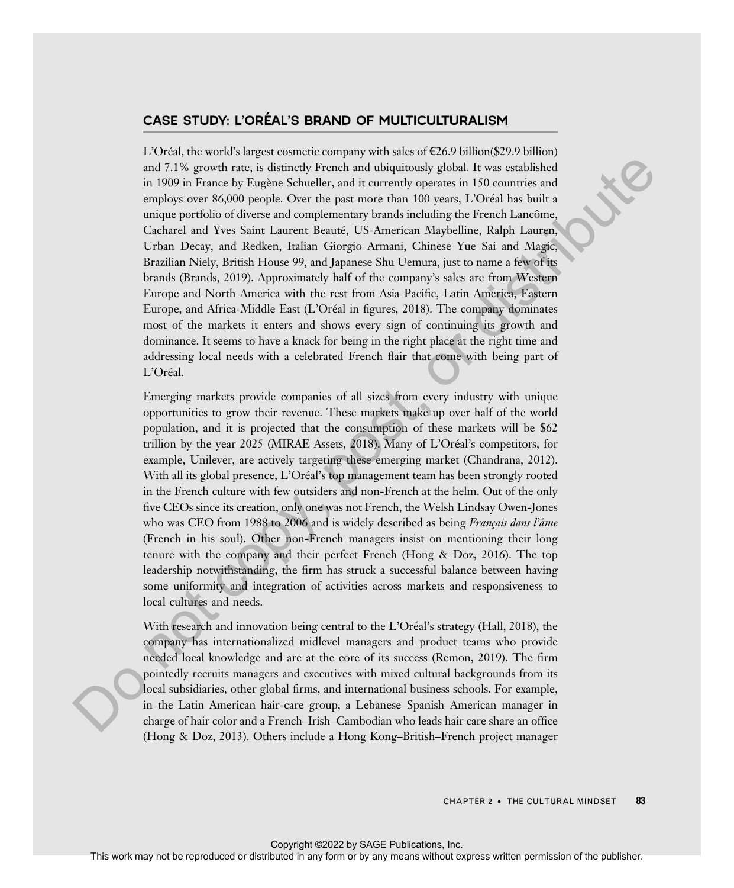## CASE STUDY: L'ORÉAL'S BRAND OF MULTICULTURALISM

L'Oréal, the world's largest cosmetic company with sales of €26.9 billion($29.9 billion) and 7.1% growth rate, is distinctly French and ubiquitously global. It was established in 1909 in France by Eugène Schueller, and it currently operates in 150 countries and employs over 86,000 people. Over the past more than 100 years, L'Oréal has built a unique portfolio of diverse and complementary brands including the French Lancôme, Cacharel and Yves Saint Laurent Beauté, US-American Maybelline, Ralph Lauren, Urban Decay, and Redken, Italian Giorgio Armani, Chinese Yue Sai and Magic, Brazilian Niely, British House 99, and Japanese Shu Uemura, just to name a few of its brands (Brands, 2019). Approximately half of the company's sales are from Western Europe and North America with the rest from Asia Pacific, Latin America, Eastern Europe, and Africa-Middle East (L'Oréal in figures, 2018). The company dominates most of the markets it enters and shows every sign of continuing its growth and dominance. It seems to have a knack for being in the right place at the right time and addressing local needs with a celebrated French flair that come with being part of L'Oréal.

Emerging markets provide companies of all sizes from every industry with unique opportunities to grow their revenue. These markets make up over half of the world population, and it is projected that the consumption of these markets will be $62 trillion by the year 2025 (MIRAE Assets, 2018). Many of L'Oréal's competitors, for example, Unilever, are actively targeting these emerging market (Chandrana, 2012). With all its global presence, L'Oréal's top management team has been strongly rooted in the French culture with few outsiders and non-French at the helm. Out of the only five CEOs since its creation, only one was not French, the Welsh Lindsay Owen-Jones who was CEO from 1988 to 2006 and is widely described as being *Français dans l'âme* (French in his soul). Other non-French managers insist on mentioning their long tenure with the company and their perfect French (Hong & Doz, 2016). The top leadership notwithstanding, the firm has struck a successful balance between having some uniformity and integration of activities across markets and responsiveness to local cultures and needs.

With research and innovation being central to the L'Oréal's strategy (Hall, 2018), the company has internationalized midlevel managers and product teams who provide needed local knowledge and are at the core of its success (Remon, 2019). The firm pointedly recruits managers and executives with mixed cultural backgrounds from its local subsidiaries, other global firms, and international business schools. For example, in the Latin American hair-care group, a Lebanese–Spanish–American manager in charge of hair color and a French–Irish–Cambodian who leads hair care share an office (Hong & Doz, 2013). Others include a Hong Kong–British–French project manager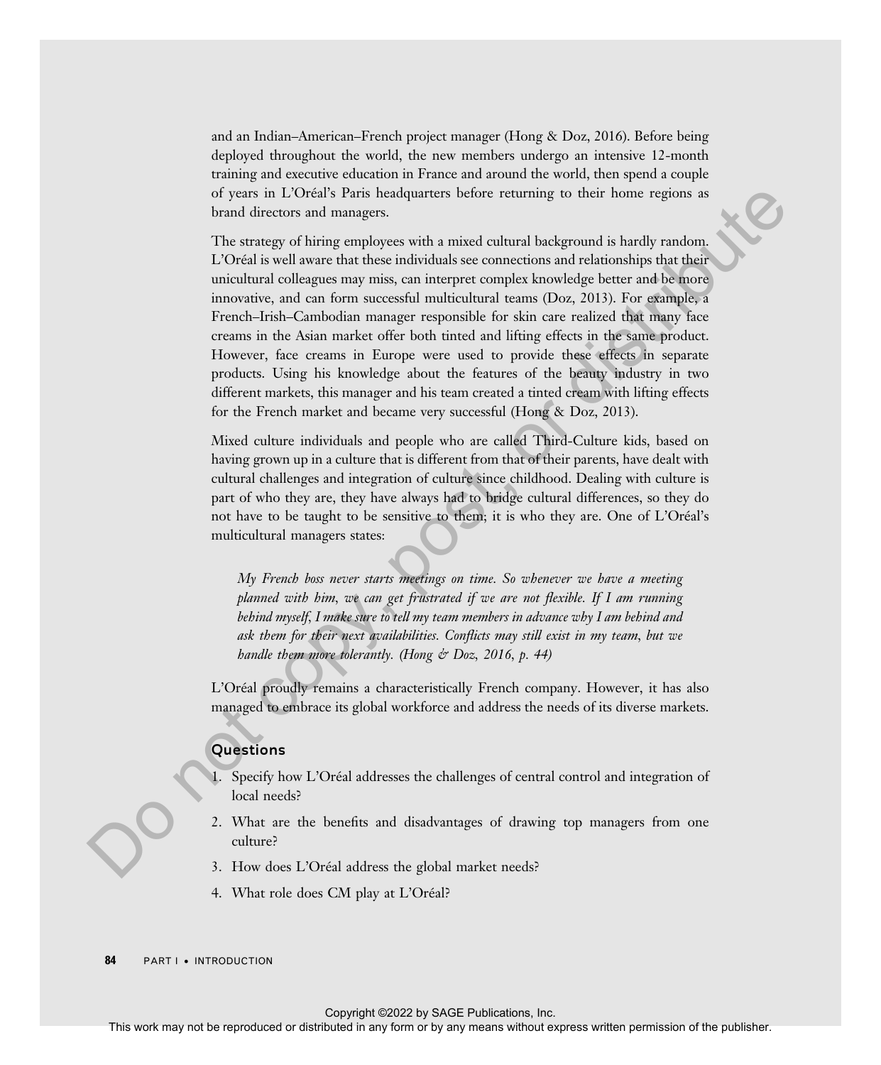and an Indian–American–French project manager (Hong & Doz, 2016). Before being deployed throughout the world, the new members undergo an intensive 12-month training and executive education in France and around the world, then spend a couple of years in L'Oréal's Paris headquarters before returning to their home regions as brand directors and managers.

The strategy of hiring employees with a mixed cultural background is hardly random. L'Oréal is well aware that these individuals see connections and relationships that their unicultural colleagues may miss, can interpret complex knowledge better and be more innovative, and can form successful multicultural teams (Doz, 2013). For example, a French–Irish–Cambodian manager responsible for skin care realized that many face creams in the Asian market offer both tinted and lifting effects in the same product. However, face creams in Europe were used to provide these effects in separate products. Using his knowledge about the features of the beauty industry in two different markets, this manager and his team created a tinted cream with lifting effects for the French market and became very successful (Hong & Doz, 2013).

Mixed culture individuals and people who are called Third-Culture kids, based on having grown up in a culture that is different from that of their parents, have dealt with cultural challenges and integration of culture since childhood. Dealing with culture is part of who they are, they have always had to bridge cultural differences, so they do not have to be taught to be sensitive to them; it is who they are. One of L'Oréal's multicultural managers states:

> *My French boss never starts meetings on time. So whenever we have a meeting planned with him, we can get frustrated if we are not flexible. If I am running behind myself, I make sure to tell my team members in advance why I am behind and ask them for their next availabilities. Conflicts may still exist in my team, but we handle them more tolerantly. (Hong & Doz, 2016, p. 44)*

L'Oréal proudly remains a characteristically French company. However, it has also managed to embrace its global workforce and address the needs of its diverse markets.

## Questions

1. Specify how L'Oréal addresses the challenges of central control and integration of local needs?
2. What are the benefits and disadvantages of drawing top managers from one culture?
3. How does L'Oréal address the global market needs?
4. What role does CM play at L'Oréal?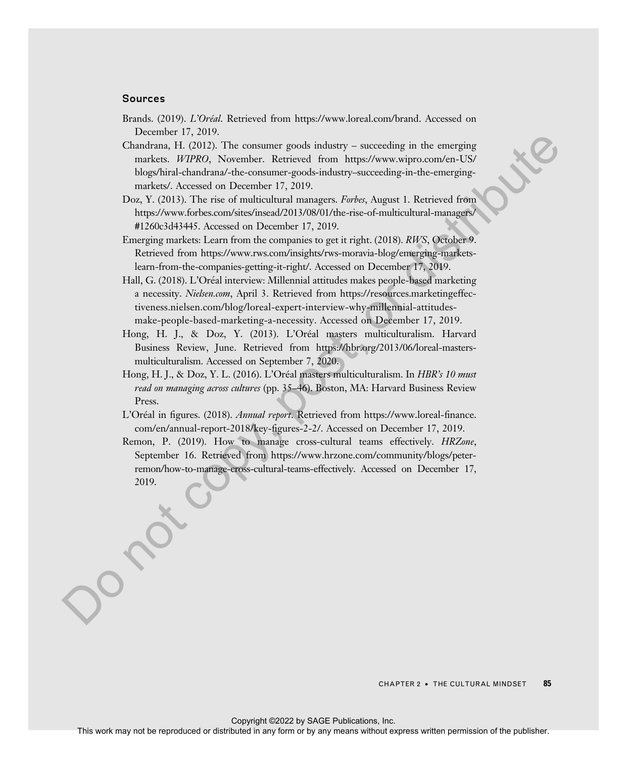## Sources

Brands. (2019). *L'Oréal*. Retrieved from https://www.loreal.com/brand. Accessed on December 17, 2019.

Chandrana, H. (2012). The consumer goods industry – succeeding in the emerging markets. *WIPRO*, November. Retrieved from https://www.wipro.com/en-US/blogs/hiral-chandrana/-the-consumer-goods-industry–succeeding-in-the-emerging-markets/. Accessed on December 17, 2019.

Doz, Y. (2013). The rise of multicultural managers. *Forbes*, August 1. Retrieved from https://www.forbes.com/sites/insead/2013/08/01/the-rise-of-multicultural-managers/#1260c3d43445. Accessed on December 17, 2019.

Emerging markets: Learn from the companies to get it right. (2018). *RWS*, October 9. Retrieved from https://www.rws.com/insights/rws-moravia-blog/emerging-markets-learn-from-the-companies-getting-it-right/. Accessed on December 17, 2019.

Hall, G. (2018). L'Oréal interview: Millennial attitudes makes people-based marketing a necessity. *Nielsen.com*, April 3. Retrieved from https://resources.marketingeffectiveness.nielsen.com/blog/loreal-expert-interview-why-millennial-attitudes-make-people-based-marketing-a-necessity. Accessed on December 17, 2019.

Hong, H. J., & Doz, Y. (2013). L'Oréal masters multiculturalism. Harvard Business Review, June. Retrieved from https://hbr.org/2013/06/loreal-masters-multiculturalism. Accessed on September 7, 2020.

Hong, H. J., & Doz, Y. L. (2016). L'Oréal masters multiculturalism. In *HBR's 10 must read on managing across cultures* (pp. 35–46). Boston, MA: Harvard Business Review Press.

L'Oréal in figures. (2018). *Annual report*. Retrieved from https://www.loreal-finance.com/en/annual-report-2018/key-figures-2-2/. Accessed on December 17, 2019.

Remon, P. (2019). How to manage cross-cultural teams effectively. *HRZone*, September 16. Retrieved from https://www.hrzone.com/community/blogs/peter-remon/how-to-manage-cross-cultural-teams-effectively. Accessed on December 17, 2019.